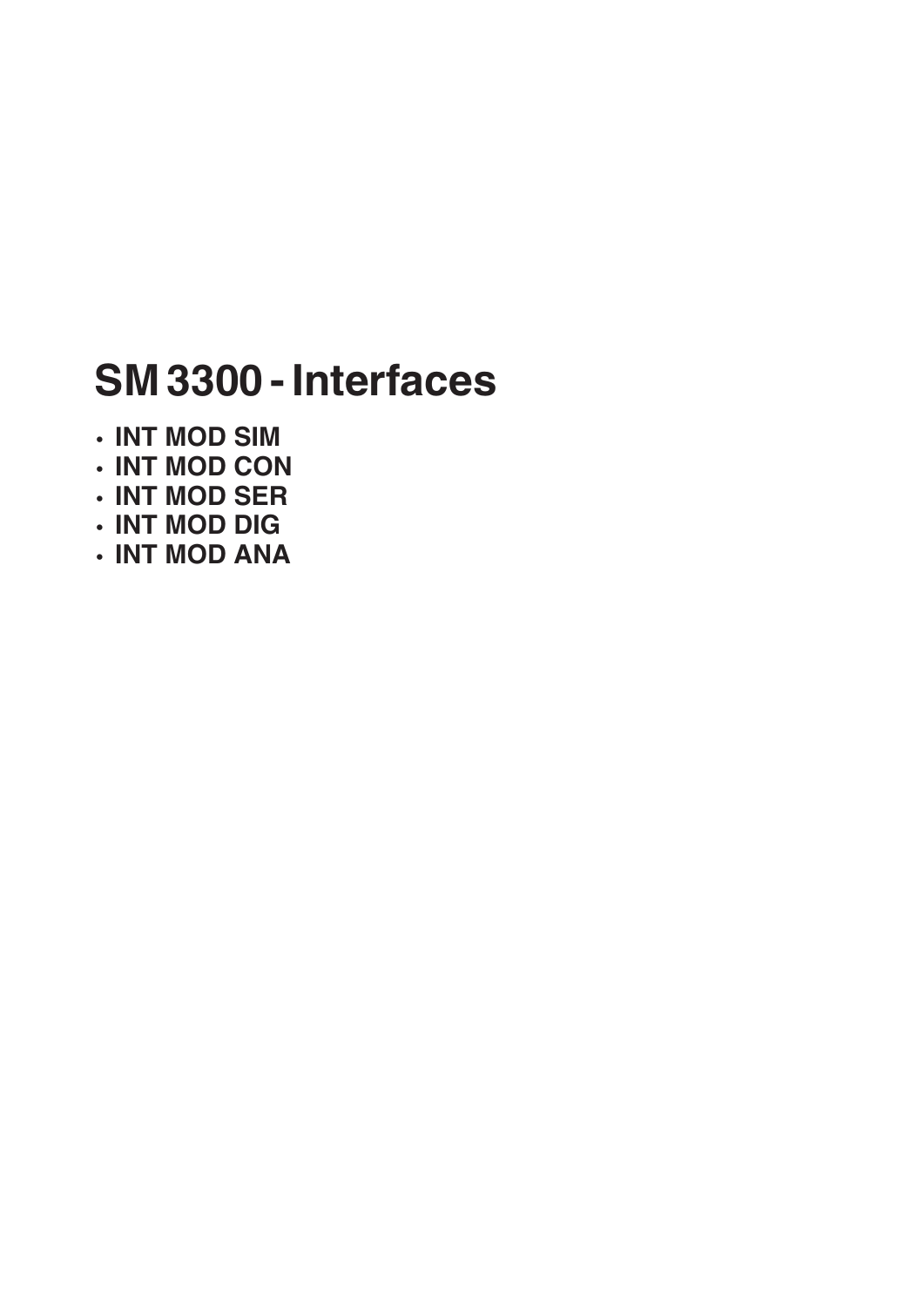# SM 3300 - Interfaces

- **INT MOD SIM**
- **INT MOD CON**
- **INT MOD SER**
- **INT MOD DIG**
- **INT MOD ANA**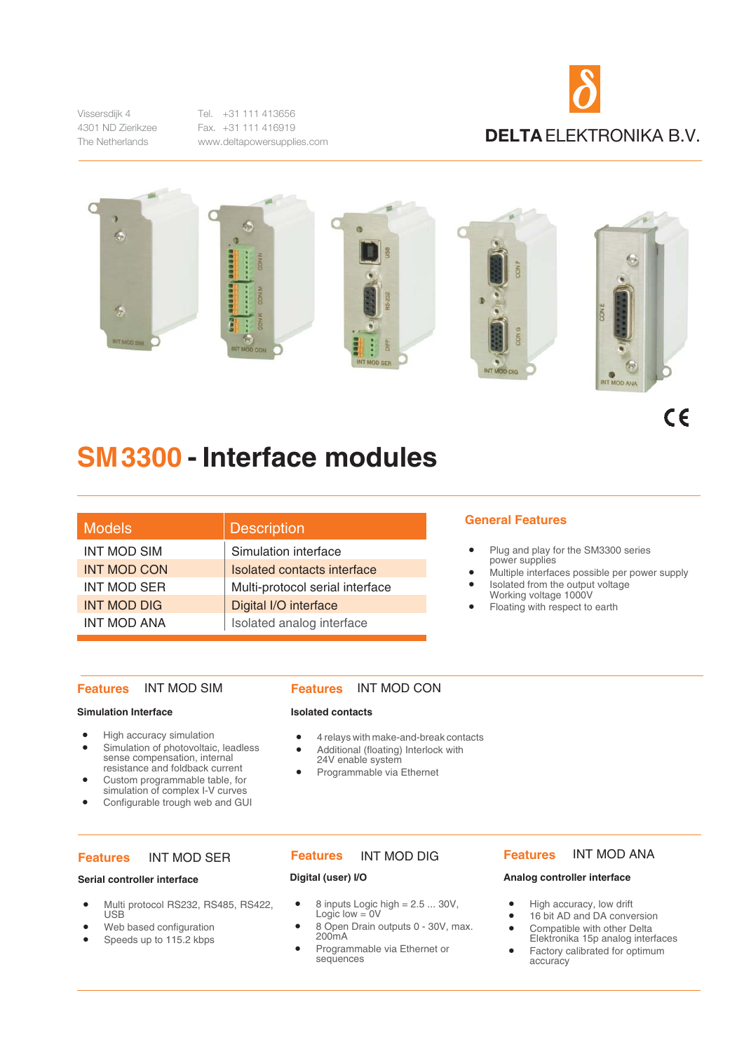Vissersdijk 4
4301 ND Zierikzee
The Netherlands

Tel. +31 111 413656
Fax. +31 111 416919
www.deltapowersupplies.com

DELTA ELEKTRONIKA B.V.

# SM3300 - Interface modules

| Models | Description |
|---|---|
| INT MOD SIM | Simulation interface |
| INT MOD CON | Isolated contacts interface |
| INT MOD SER | Multi-protocol serial interface |
| INT MOD DIG | Digital I/O interface |
| INT MOD ANA | Isolated analog interface |

## General Features

- Plug and play for the SM3300 series power supplies
- Multiple interfaces possible per power supply
- Isolated from the output voltage Working voltage 1000V
- Floating with respect to earth

## Features INT MOD SIM

**Simulation Interface**

- High accuracy simulation
- Simulation of photovoltaic, leadless sense compensation, internal resistance and foldback current
- Custom programmable table, for simulation of complex I-V curves
- Configurable trough web and GUI

## Features INT MOD CON

**Isolated contacts**

- 4 relays with make-and-break contacts
- Additional (floating) Interlock with 24V enable system
- Programmable via Ethernet

## Features INT MOD SER

**Serial controller interface**

- Multi protocol RS232, RS485, RS422, USB
- Web based configuration
- Speeds up to 115.2 kbps

## Features INT MOD DIG

**Digital (user) I/O**

- 8 inputs Logic high = 2.5 ... 30V, Logic low = 0V
- 8 Open Drain outputs 0 - 30V, max. 200mA
- Programmable via Ethernet or sequences

## Features INT MOD ANA

**Analog controller interface**

- High accuracy, low drift
- 16 bit AD and DA conversion
- Compatible with other Delta Elektronika 15p analog interfaces
- Factory calibrated for optimum accuracy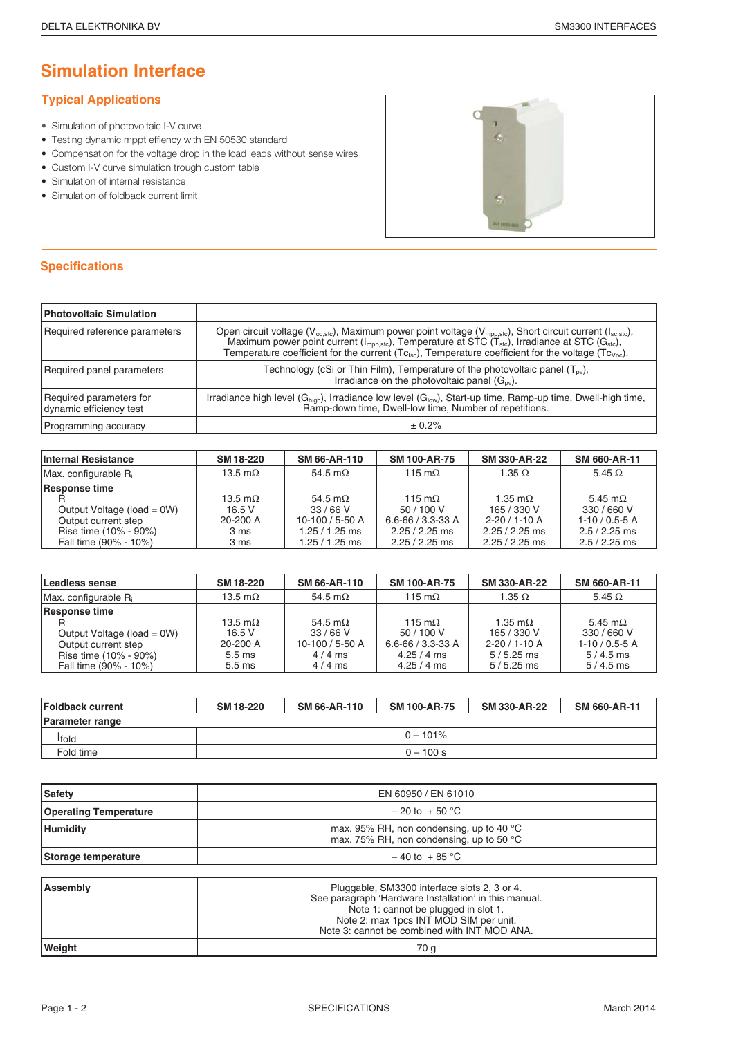# Simulation Interface

## Typical Applications

- Simulation of photovoltaic I-V curve
- Testing dynamic mppt effiency with EN 50530 standard
- Compensation for the voltage drop in the load leads without sense wires
- Custom I-V curve simulation trough custom table
- Simulation of internal resistance
- Simulation of foldback current limit

## Specifications

| **Photovoltaic Simulation** | |
|---|---|
| Required reference parameters | Open circuit voltage ($V_{oc,stc}$), Maximum power point voltage ($V_{mpp,stc}$), Short circuit current ($I_{sc,stc}$), Maximum power point current ($I_{mpp,stc}$), Temperature at STC ($T_{stc}$), Irradiance at STC ($G_{stc}$), Temperature coefficient for the current ($Tc_{Isc}$), Temperature coefficient for the voltage ($Tc_{Voc}$). |
| Required panel parameters | Technology (cSi or Thin Film), Temperature of the photovoltaic panel ($T_{pv}$), Irradiance on the photovoltaic panel ($G_{pv}$). |
| Required parameters for dynamic efficiency test | Irradiance high level ($G_{high}$), Irradiance low level ($G_{low}$), Start-up time, Ramp-up time, Dwell-high time, Ramp-down time, Dwell-low time, Number of repetitions. |
| Programming accuracy | ± 0.2% |

| **Internal Resistance** | **SM 18-220** | **SM 66-AR-110** | **SM 100-AR-75** | **SM 330-AR-22** | **SM 660-AR-11** |
|---|---|---|---|---|---|
| Max. configurable $R_i$ | 13.5 mΩ | 54.5 mΩ | 115 mΩ | 1.35 Ω | 5.45 Ω |
| **Response time** | | | | | |
| $R_i$ | 13.5 mΩ | 54.5 mΩ | 115 mΩ | 1.35 mΩ | 5.45 mΩ |
| Output Voltage (load = 0W) | 16.5 V | 33 / 66 V | 50 / 100 V | 165 / 330 V | 330 / 660 V |
| Output current step | 20-200 A | 10-100 / 5-50 A | 6.6-66 / 3.3-33 A | 2-20 / 1-10 A | 1-10 / 0.5-5 A |
| Rise time (10% - 90%) | 3 ms | 1.25 / 1.25 ms | 2.25 / 2.25 ms | 2.25 / 2.25 ms | 2.5 / 2.25 ms |
| Fall time (90% - 10%) | 3 ms | 1.25 / 1.25 ms | 2.25 / 2.25 ms | 2.25 / 2.25 ms | 2.5 / 2.25 ms |

| **Leadless sense** | **SM 18-220** | **SM 66-AR-110** | **SM 100-AR-75** | **SM 330-AR-22** | **SM 660-AR-11** |
|---|---|---|---|---|---|
| Max. configurable $R_i$ | 13.5 mΩ | 54.5 mΩ | 115 mΩ | 1.35 Ω | 5.45 Ω |
| **Response time** | | | | | |
| $R_i$ | 13.5 mΩ | 54.5 mΩ | 115 mΩ | 1.35 mΩ | 5.45 mΩ |
| Output Voltage (load = 0W) | 16.5 V | 33 / 66 V | 50 / 100 V | 165 / 330 V | 330 / 660 V |
| Output current step | 20-200 A | 10-100 / 5-50 A | 6.6-66 / 3.3-33 A | 2-20 / 1-10 A | 1-10 / 0.5-5 A |
| Rise time (10% - 90%) | 5.5 ms | 4 / 4 ms | 4.25 / 4 ms | 5 / 5.25 ms | 5 / 4.5 ms |
| Fall time (90% - 10%) | 5.5 ms | 4 / 4 ms | 4.25 / 4 ms | 5 / 5.25 ms | 5 / 4.5 ms |

| **Foldback current** | **SM 18-220** | **SM 66-AR-110** | **SM 100-AR-75** | **SM 330-AR-22** | **SM 660-AR-11** |
|---|---|---|---|---|---|
| **Parameter range** | | | | | |
| $I_{fold}$ | 0 – 101% | | | | |
| Fold time | 0 – 100 s | | | | |

| **Safety** | EN 60950 / EN 61010 |
|---|---|
| **Operating Temperature** | – 20 to + 50 °C |
| **Humidity** | max. 95% RH, non condensing, up to 40 °C<br>max. 75% RH, non condensing, up to 50 °C |
| **Storage temperature** | – 40 to + 85 °C |

| **Assembly** | Pluggable, SM3300 interface slots 2, 3 or 4.<br>See paragraph 'Hardware Installation' in this manual.<br>Note 1: cannot be plugged in slot 1.<br>Note 2: max 1pcs INT MOD SIM per unit.<br>Note 3: cannot be combined with INT MOD ANA. |
|---|---|
| **Weight** | 70 g |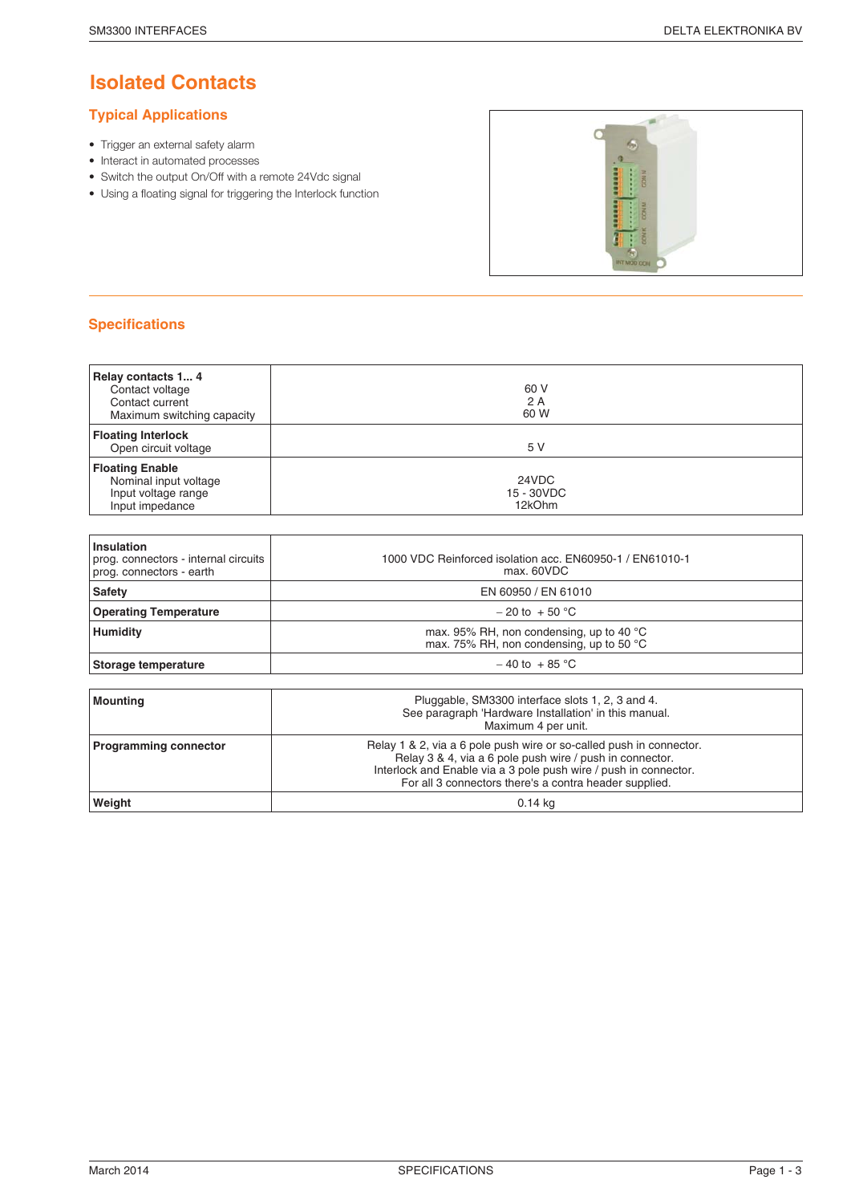# Isolated Contacts

## Typical Applications

- Trigger an external safety alarm
- Interact in automated processes
- Switch the output On/Off with a remote 24Vdc signal
- Using a floating signal for triggering the Interlock function

## Specifications

| | |
|---|---|
| **Relay contacts 1... 4**<br>Contact voltage<br>Contact current<br>Maximum switching capacity | 60 V<br>2 A<br>60 W |
| **Floating Interlock**<br>Open circuit voltage | 5 V |
| **Floating Enable**<br>Nominal input voltage<br>Input voltage range<br>Input impedance | 24VDC<br>15 - 30VDC<br>12kOhm |

| | |
|---|---|
| **Insulation**<br>prog. connectors - internal circuits<br>prog. connectors - earth | 1000 VDC Reinforced isolation acc. EN60950-1 / EN61010-1<br>max. 60VDC |
| **Safety** | EN 60950 / EN 61010 |
| **Operating Temperature** | – 20 to + 50 °C |
| **Humidity** | max. 95% RH, non condensing, up to 40 °C<br>max. 75% RH, non condensing, up to 50 °C |
| **Storage temperature** | – 40 to + 85 °C |

| | |
|---|---|
| **Mounting** | Pluggable, SM3300 interface slots 1, 2, 3 and 4.<br>See paragraph 'Hardware Installation' in this manual.<br>Maximum 4 per unit. |
| **Programming connector** | Relay 1 & 2, via a 6 pole push wire or so-called push in connector.<br>Relay 3 & 4, via a 6 pole push wire / push in connector.<br>Interlock and Enable via a 3 pole push wire / push in connector.<br>For all 3 connectors there's a contra header supplied. |
| **Weight** | 0.14 kg |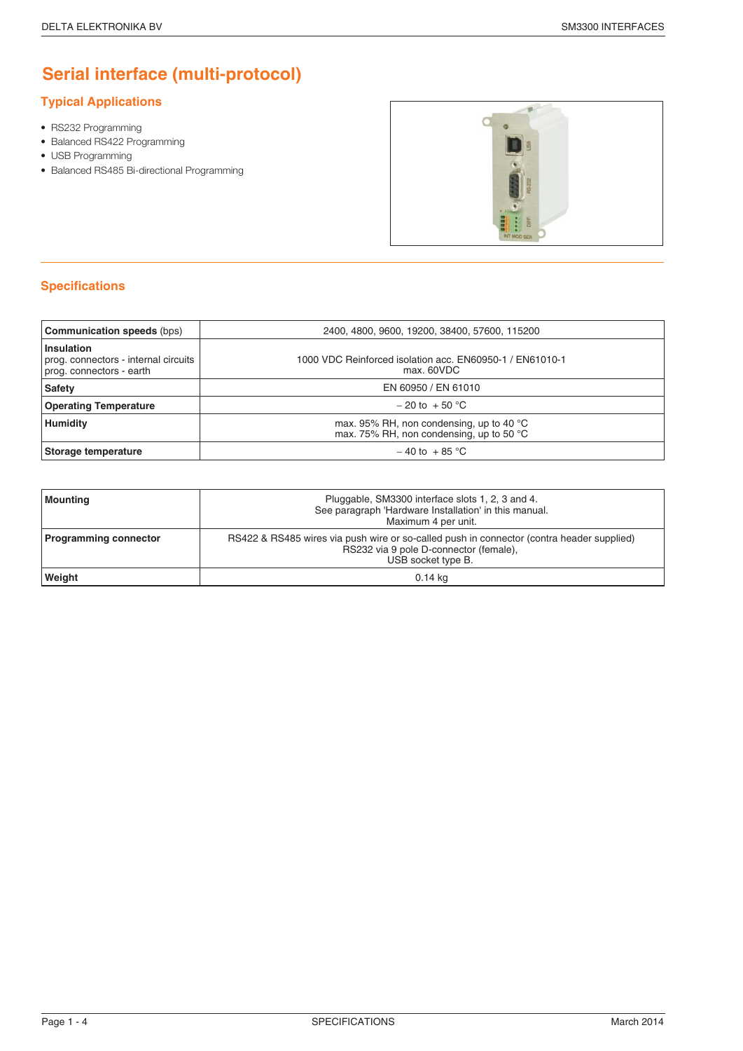# Serial interface (multi-protocol)

## Typical Applications

- RS232 Programming
- Balanced RS422 Programming
- USB Programming
- Balanced RS485 Bi-directional Programming

## Specifications

| | |
|---|---|
| **Communication speeds** (bps) | 2400, 4800, 9600, 19200, 38400, 57600, 115200 |
| **Insulation**<br>prog. connectors - internal circuits<br>prog. connectors - earth | 1000 VDC Reinforced isolation acc. EN60950-1 / EN61010-1<br>max. 60VDC |
| **Safety** | EN 60950 / EN 61010 |
| **Operating Temperature** | – 20 to + 50 °C |
| **Humidity** | max. 95% RH, non condensing, up to 40 °C<br>max. 75% RH, non condensing, up to 50 °C |
| **Storage temperature** | – 40 to + 85 °C |

| | |
|---|---|
| **Mounting** | Pluggable, SM3300 interface slots 1, 2, 3 and 4.<br>See paragraph 'Hardware Installation' in this manual.<br>Maximum 4 per unit. |
| **Programming connector** | RS422 & RS485 wires via push wire or so-called push in connector (contra header supplied)<br>RS232 via 9 pole D-connector (female),<br>USB socket type B. |
| **Weight** | 0.14 kg |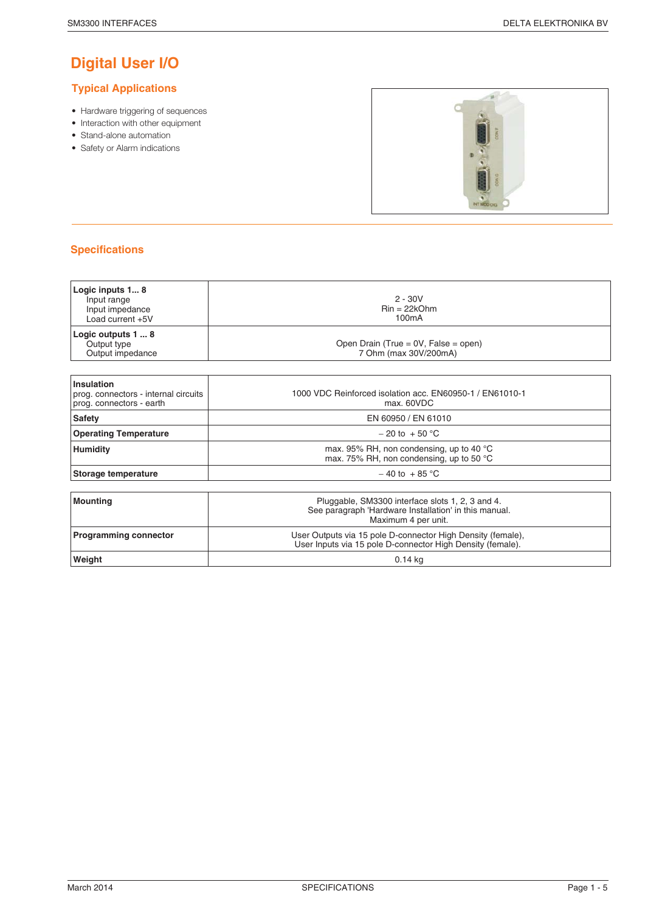# Digital User I/O

## Typical Applications

- Hardware triggering of sequences
- Interaction with other equipment
- Stand-alone automation
- Safety or Alarm indications

## Specifications

| | |
|---|---|
| **Logic inputs 1... 8**<br>Input range<br>Input impedance<br>Load current +5V | 2 - 30V<br>Rin = 22kOhm<br>100mA |
| **Logic outputs 1 ... 8**<br>Output type<br>Output impedance | Open Drain (True = 0V, False = open)<br>7 Ohm (max 30V/200mA) |

| | |
|---|---|
| **Insulation**<br>prog. connectors - internal circuits<br>prog. connectors - earth | 1000 VDC Reinforced isolation acc. EN60950-1 / EN61010-1<br>max. 60VDC |
| **Safety** | EN 60950 / EN 61010 |
| **Operating Temperature** | – 20 to + 50 °C |
| **Humidity** | max. 95% RH, non condensing, up to 40 °C<br>max. 75% RH, non condensing, up to 50 °C |
| **Storage temperature** | – 40 to + 85 °C |

| | |
|---|---|
| **Mounting** | Pluggable, SM3300 interface slots 1, 2, 3 and 4.<br>See paragraph 'Hardware Installation' in this manual.<br>Maximum 4 per unit. |
| **Programming connector** | User Outputs via 15 pole D-connector High Density (female),<br>User Inputs via 15 pole D-connector High Density (female). |
| **Weight** | 0.14 kg |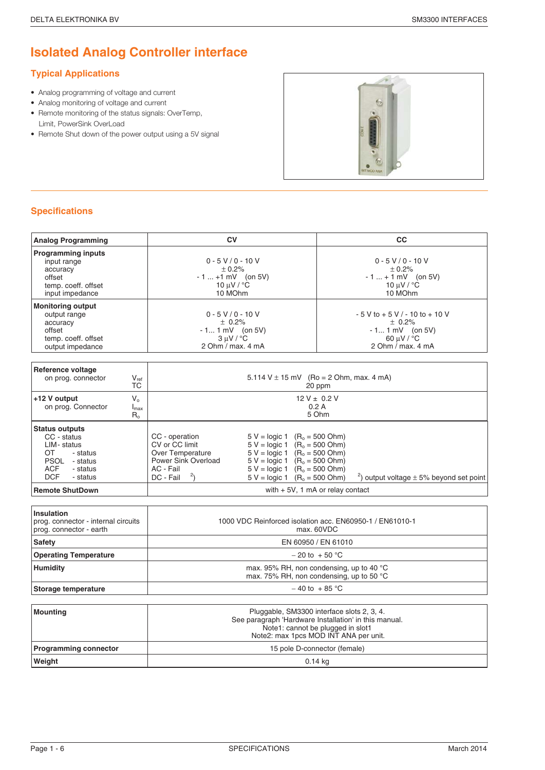# Isolated Analog Controller interface

## Typical Applications

- Analog programming of voltage and current
- Analog monitoring of voltage and current
- Remote monitoring of the status signals: OverTemp, Limit, PowerSink OverLoad
- Remote Shut down of the power output using a 5V signal

## Specifications

| Analog Programming | CV | CC |
|---|---|---|
| **Programming inputs**<br>input range<br>accuracy<br>offset<br>temp. coeff. offset<br>input impedance | 0 - 5 V / 0 - 10 V<br>± 0.2%<br>- 1 ... +1 mV (on 5V)<br>10 µV / °C<br>10 MOhm | 0 - 5 V / 0 - 10 V<br>± 0.2%<br>- 1 ... + 1 mV (on 5V)<br>10 µV / °C<br>10 MOhm |
| **Monitoring output**<br>output range<br>accuracy<br>offset<br>temp. coeff. offset<br>output impedance | 0 - 5 V / 0 - 10 V<br>± 0.2%<br>- 1... 1 mV (on 5V)<br>3 µV / °C<br>2 Ohm / max. 4 mA | - 5 V to + 5 V / - 10 to + 10 V<br>± 0.2%<br>- 1... 1 mV (on 5V)<br>60 µV / °C<br>2 Ohm / max. 4 mA |

| | | |
|---|---|---|
| **Reference voltage**<br>on prog. connector | $V_{ref}$<br>TC | 5.114 V ± 15 mV (Ro = 2 Ohm, max. 4 mA)<br>20 ppm |
| **+12 V output**<br>on prog. Connector | $V_o$<br>$I_{max}$<br>$R_o$ | 12 V ± 0.2 V<br>0.2 A<br>5 Ohm |
| **Status outputs**<br>CC - status<br>LIM- status<br>OT - status<br>PSOL - status<br>ACF - status<br>DCF - status | | CC - operation: 5 V = logic 1 ($R_o$ = 500 Ohm)<br>CV or CC limit: 5 V = logic 1 ($R_o$ = 500 Ohm)<br>Over Temperature: 5 V = logic 1 ($R_o$ = 500 Ohm)<br>Power Sink Overload: 5 V = logic 1 ($R_o$ = 500 Ohm)<br>AC - Fail: 5 V = logic 1 ($R_o$ = 500 Ohm)<br>DC - Fail [2]: 5 V = logic 1 ($R_o$ = 500 Ohm)<br>[2]) output voltage ± 5% beyond set point |
| **Remote ShutDown** | | with + 5V, 1 mA or relay contact |

| | |
|---|---|
| **Insulation**<br>prog. connector - internal circuits<br>prog. connector - earth | 1000 VDC Reinforced isolation acc. EN60950-1 / EN61010-1<br>max. 60VDC |
| **Safety** | EN 60950 / EN 61010 |
| **Operating Temperature** | – 20 to + 50 °C |
| **Humidity** | max. 95% RH, non condensing, up to 40 °C<br>max. 75% RH, non condensing, up to 50 °C |
| **Storage temperature** | – 40 to + 85 °C |

| | |
|---|---|
| **Mounting** | Pluggable, SM3300 interface slots 2, 3, 4.<br>See paragraph 'Hardware Installation' in this manual.<br>Note1: cannot be plugged in slot1<br>Note2: max 1pcs MOD INT ANA per unit. |
| **Programming connector** | 15 pole D-connector (female) |
| **Weight** | 0.14 kg |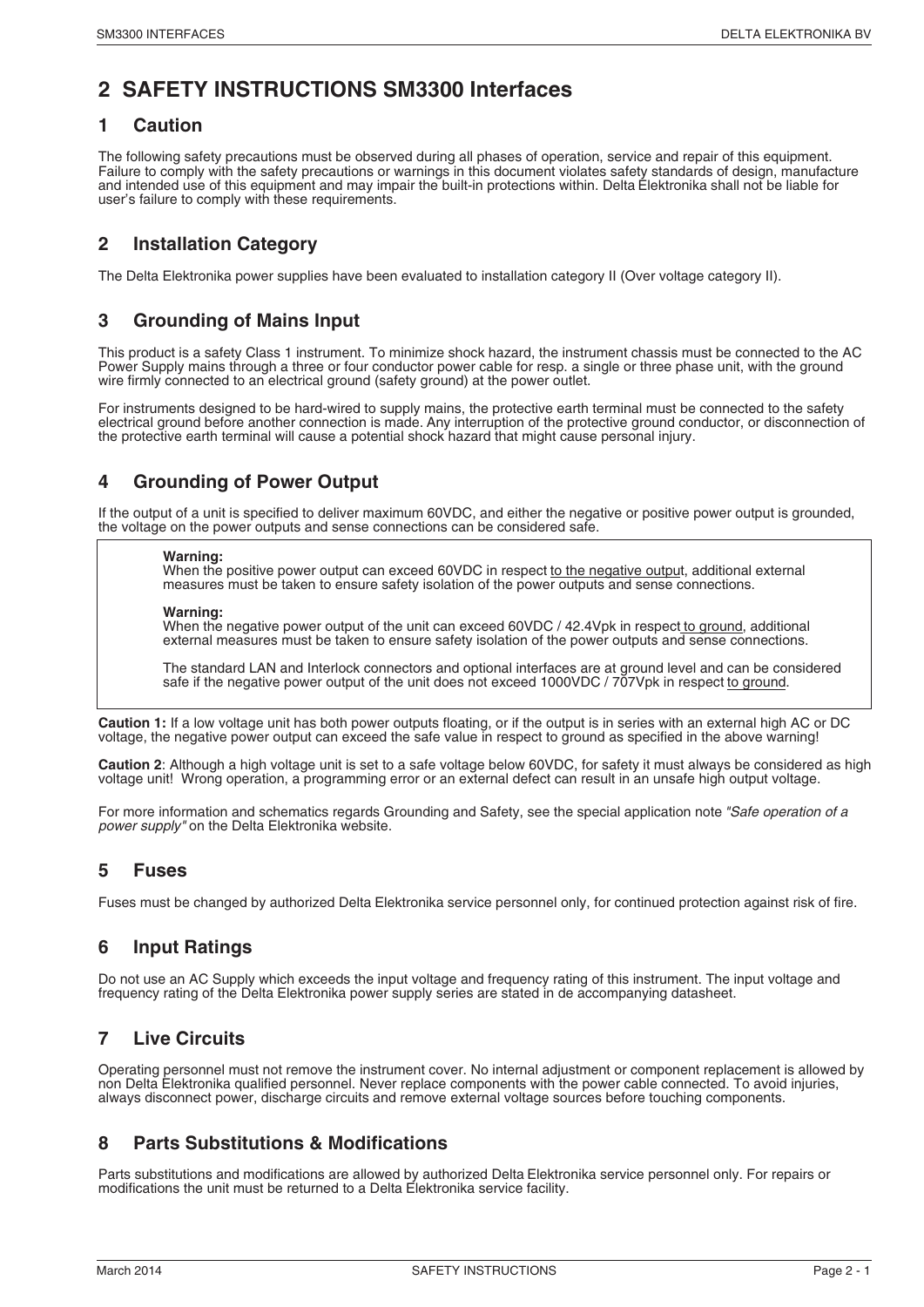# 2 SAFETY INSTRUCTIONS SM3300 Interfaces

## 1 Caution

The following safety precautions must be observed during all phases of operation, service and repair of this equipment. Failure to comply with the safety precautions or warnings in this document violates safety standards of design, manufacture and intended use of this equipment and may impair the built-in protections within. Delta Elektronika shall not be liable for user's failure to comply with these requirements.

## 2 Installation Category

The Delta Elektronika power supplies have been evaluated to installation category II (Over voltage category II).

## 3 Grounding of Mains Input

This product is a safety Class 1 instrument. To minimize shock hazard, the instrument chassis must be connected to the AC Power Supply mains through a three or four conductor power cable for resp. a single or three phase unit, with the ground wire firmly connected to an electrical ground (safety ground) at the power outlet.

For instruments designed to be hard-wired to supply mains, the protective earth terminal must be connected to the safety electrical ground before another connection is made. Any interruption of the protective ground conductor, or disconnection of the protective earth terminal will cause a potential shock hazard that might cause personal injury.

## 4 Grounding of Power Output

If the output of a unit is specified to deliver maximum 60VDC, and either the negative or positive power output is grounded, the voltage on the power outputs and sense connections can be considered safe.

> **Warning:**
> When the positive power output can exceed 60VDC in respect to the negative output, additional external measures must be taken to ensure safety isolation of the power outputs and sense connections.
>
> **Warning:**
> When the negative power output of the unit can exceed 60VDC / 42.4Vpk in respect to ground, additional external measures must be taken to ensure safety isolation of the power outputs and sense connections.
>
> The standard LAN and Interlock connectors and optional interfaces are at ground level and can be considered safe if the negative power output of the unit does not exceed 1000VDC / 707Vpk in respect to ground.

**Caution 1:** If a low voltage unit has both power outputs floating, or if the output is in series with an external high AC or DC voltage, the negative power output can exceed the safe value in respect to ground as specified in the above warning!

**Caution 2**: Although a high voltage unit is set to a safe voltage below 60VDC, for safety it must always be considered as high voltage unit! Wrong operation, a programming error or an external defect can result in an unsafe high output voltage.

For more information and schematics regards Grounding and Safety, see the special application note *"Safe operation of a power supply"* on the Delta Elektronika website.

## 5 Fuses

Fuses must be changed by authorized Delta Elektronika service personnel only, for continued protection against risk of fire.

## 6 Input Ratings

Do not use an AC Supply which exceeds the input voltage and frequency rating of this instrument. The input voltage and frequency rating of the Delta Elektronika power supply series are stated in de accompanying datasheet.

## 7 Live Circuits

Operating personnel must not remove the instrument cover. No internal adjustment or component replacement is allowed by non Delta Elektronika qualified personnel. Never replace components with the power cable connected. To avoid injuries, always disconnect power, discharge circuits and remove external voltage sources before touching components.

## 8 Parts Substitutions & Modifications

Parts substitutions and modifications are allowed by authorized Delta Elektronika service personnel only. For repairs or modifications the unit must be returned to a Delta Elektronika service facility.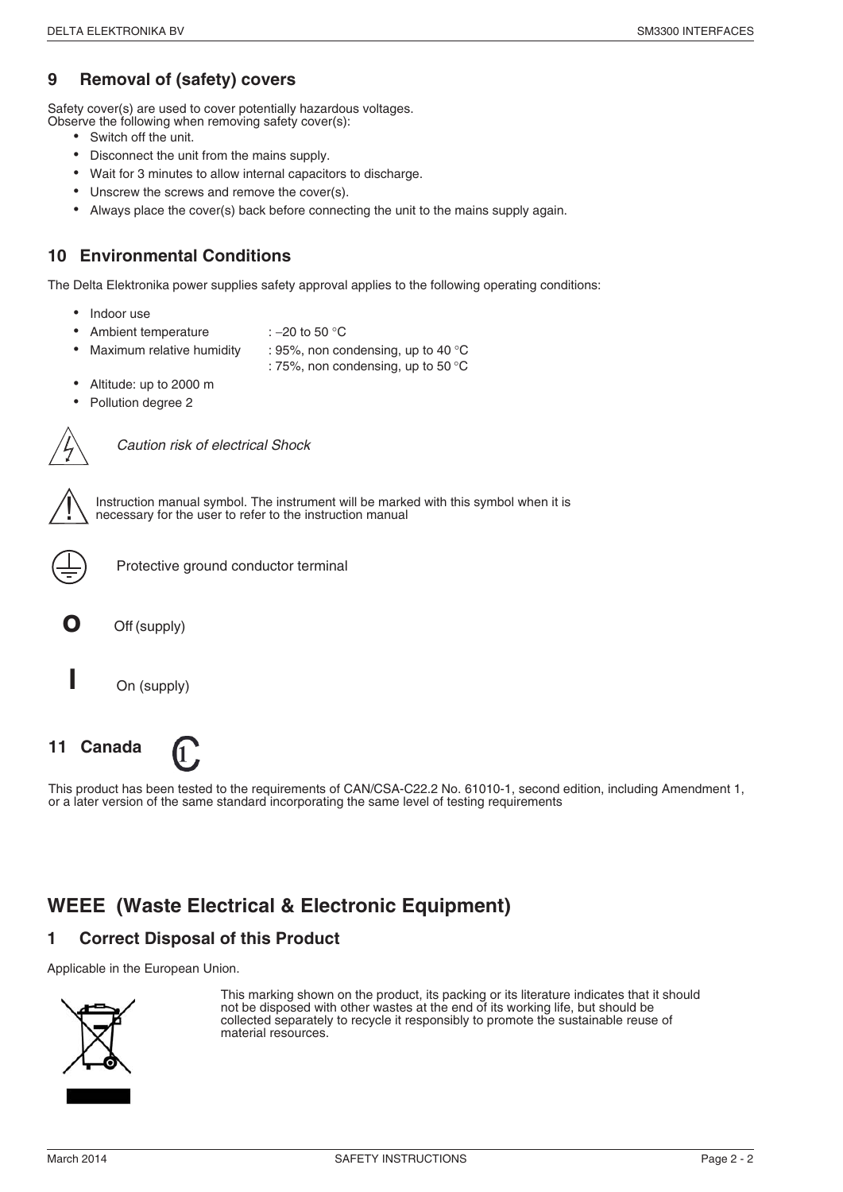## 9 Removal of (safety) covers

Safety cover(s) are used to cover potentially hazardous voltages.
Observe the following when removing safety cover(s):

- Switch off the unit.
- Disconnect the unit from the mains supply.
- Wait for 3 minutes to allow internal capacitors to discharge.
- Unscrew the screws and remove the cover(s).
- Always place the cover(s) back before connecting the unit to the mains supply again.

## 10 Environmental Conditions

The Delta Elektronika power supplies safety approval applies to the following operating conditions:

- Indoor use
- Ambient temperature : –20 to 50 °C
- Maximum relative humidity : 95%, non condensing, up to 40 °C
  : 75%, non condensing, up to 50 °C
- Altitude: up to 2000 m
- Pollution degree 2

*Caution risk of electrical Shock*

Instruction manual symbol. The instrument will be marked with this symbol when it is necessary for the user to refer to the instruction manual

Protective ground conductor terminal

**O** Off (supply)

**I** On (supply)

## 11 Canada

This product has been tested to the requirements of CAN/CSA-C22.2 No. 61010-1, second edition, including Amendment 1, or a later version of the same standard incorporating the same level of testing requirements

# WEEE (Waste Electrical & Electronic Equipment)

## 1 Correct Disposal of this Product

Applicable in the European Union.

This marking shown on the product, its packing or its literature indicates that it should not be disposed with other wastes at the end of its working life, but should be collected separately to recycle it responsibly to promote the sustainable reuse of material resources.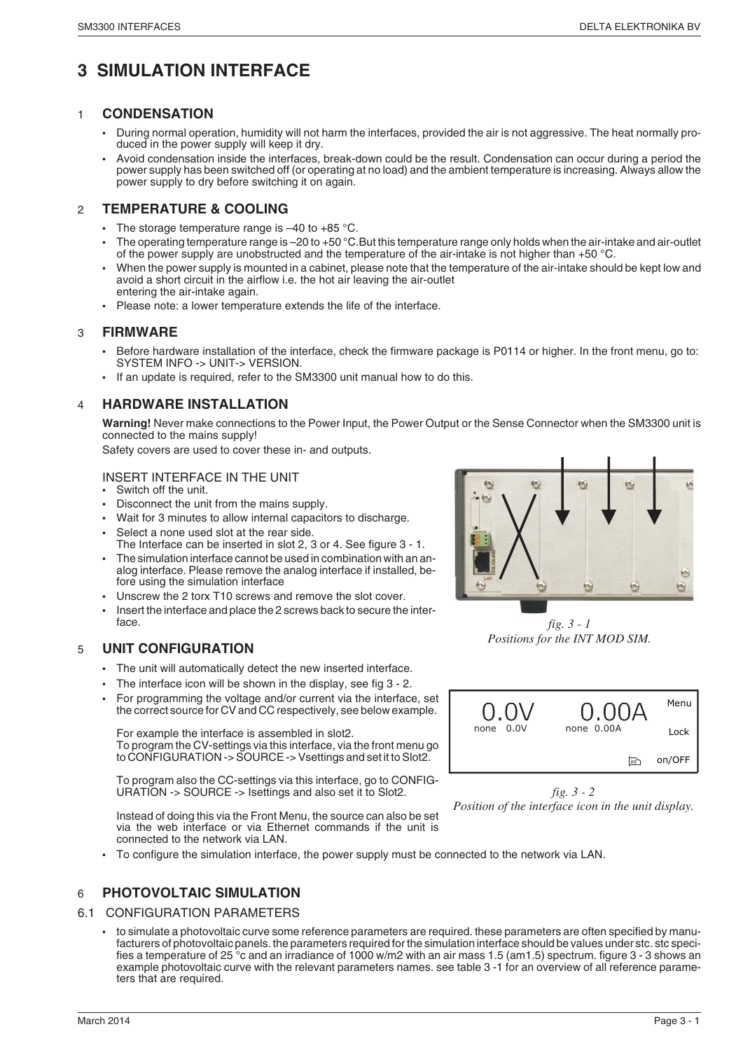# 3 SIMULATION INTERFACE

## 1 CONDENSATION

- During normal operation, humidity will not harm the interfaces, provided the air is not aggressive. The heat normally produced in the power supply will keep it dry.
- Avoid condensation inside the interfaces, break-down could be the result. Condensation can occur during a period the power supply has been switched off (or operating at no load) and the ambient temperature is increasing. Always allow the power supply to dry before switching it on again.

## 2 TEMPERATURE & COOLING

- The storage temperature range is –40 to +85 °C.
- The operating temperature range is –20 to +50 °C.But this temperature range only holds when the air-intake and air-outlet of the power supply are unobstructed and the temperature of the air-intake is not higher than +50 °C.
- When the power supply is mounted in a cabinet, please note that the temperature of the air-intake should be kept low and avoid a short circuit in the airflow i.e. the hot air leaving the air-outlet entering the air-intake again.
- Please note: a lower temperature extends the life of the interface.

## 3 FIRMWARE

- Before hardware installation of the interface, check the firmware package is P0114 or higher. In the front menu, go to: SYSTEM INFO -> UNIT-> VERSION.
- If an update is required, refer to the SM3300 unit manual how to do this.

## 4 HARDWARE INSTALLATION

**Warning!** Never make connections to the Power Input, the Power Output or the Sense Connector when the SM3300 unit is connected to the mains supply!

Safety covers are used to cover these in- and outputs.

INSERT INTERFACE IN THE UNIT

- Switch off the unit.
- Disconnect the unit from the mains supply.
- Wait for 3 minutes to allow internal capacitors to discharge.
- Select a none used slot at the rear side. The Interface can be inserted in slot 2, 3 or 4. See figure 3 - 1.
- The simulation interface cannot be used in combination with an analog interface. Please remove the analog interface if installed, before using the simulation interface
- Unscrew the 2 torx T10 screws and remove the slot cover.
- Insert the interface and place the 2 screws back to secure the interface.

*fig. 3 - 1*
*Positions for the INT MOD SIM.*

## 5 UNIT CONFIGURATION

- The unit will automatically detect the new inserted interface.
- The interface icon will be shown in the display, see fig 3 - 2.
- For programming the voltage and/or current via the interface, set the correct source for CV and CC respectively, see below example.

  For example the interface is assembled in slot2. To program the CV-settings via this interface, via the front menu go to CONFIGURATION -> SOURCE -> Vsettings and set it to Slot2.

  To program also the CC-settings via this interface, go to CONFIGURATION -> SOURCE -> Isettings and also set it to Slot2.

  Instead of doing this via the Front Menu, the source can also be set via the web interface or via Ethernet commands if the unit is connected to the network via LAN.

- To configure the simulation interface, the power supply must be connected to the network via LAN.

*fig. 3 - 2*
*Position of the interface icon in the unit display.*

## 6 PHOTOVOLTAIC SIMULATION

### 6.1 CONFIGURATION PARAMETERS

- to simulate a photovoltaic curve some reference parameters are required. these parameters are often specified by manufacturers of photovoltaic panels. the parameters required for the simulation interface should be values under stc. stc specifies a temperature of 25 °c and an irradiance of 1000 w/m2 with an air mass 1.5 (am1.5) spectrum. figure 3 - 3 shows an example photovoltaic curve with the relevant parameters names. see table 3 -1 for an overview of all reference parameters that are required.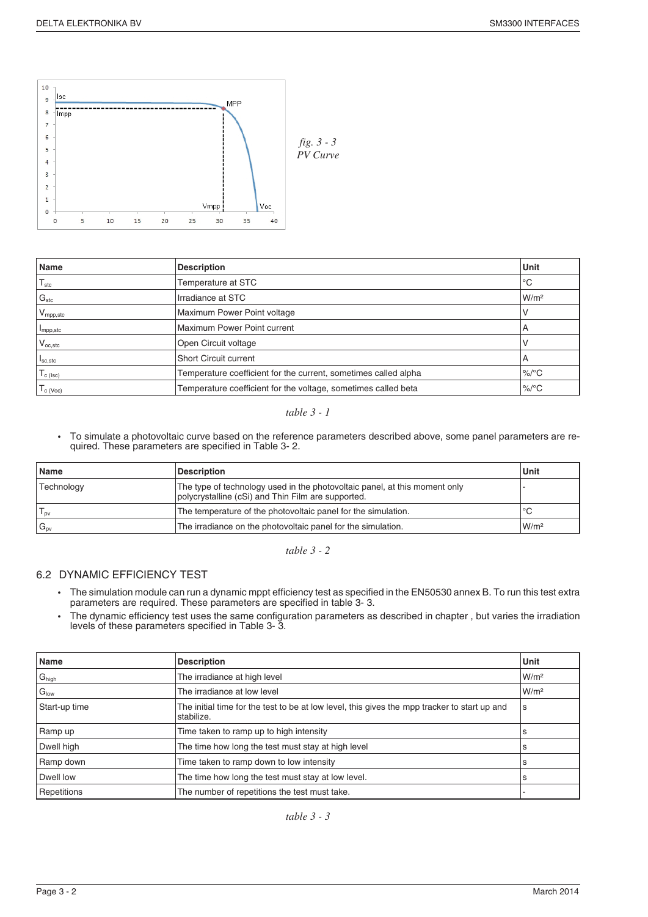*fig. 3 - 3*
*PV Curve*

| Name | Description | Unit |
| --- | --- | --- |
| $T_{stc}$ | Temperature at STC | °C |
| $G_{stc}$ | Irradiance at STC | W/m² |
| $V_{mpp,stc}$ | Maximum Power Point voltage | V |
| $I_{mpp,stc}$ | Maximum Power Point current | A |
| $V_{oc,stc}$ | Open Circuit voltage | V |
| $I_{sc,stc}$ | Short Circuit current | A |
| $T_{c\ (Isc)}$ | Temperature coefficient for the current, sometimes called alpha | %/°C |
| $T_{c\ (Voc)}$ | Temperature coefficient for the voltage, sometimes called beta | %/°C |

*table 3 - 1*

- To simulate a photovoltaic curve based on the reference parameters described above, some panel parameters are required. These parameters are specified in Table 3- 2.

| Name | Description | Unit |
| --- | --- | --- |
| Technology | The type of technology used in the photovoltaic panel, at this moment only polycrystalline (cSi) and Thin Film are supported. | - |
| $T_{pv}$ | The temperature of the photovoltaic panel for the simulation. | °C |
| $G_{pv}$ | The irradiance on the photovoltaic panel for the simulation. | W/m² |

*table 3 - 2*

## 6.2 DYNAMIC EFFICIENCY TEST

- The simulation module can run a dynamic mppt efficiency test as specified in the EN50530 annex B. To run this test extra parameters are required. These parameters are specified in table 3- 3.
- The dynamic efficiency test uses the same configuration parameters as described in chapter , but varies the irradiation levels of these parameters specified in Table 3- 3.

| Name | Description | Unit |
| --- | --- | --- |
| $G_{high}$ | The irradiance at high level | W/m² |
| $G_{low}$ | The irradiance at low level | W/m² |
| Start-up time | The initial time for the test to be at low level, this gives the mpp tracker to start up and stabilize. | s |
| Ramp up | Time taken to ramp up to high intensity | s |
| Dwell high | The time how long the test must stay at high level | s |
| Ramp down | Time taken to ramp down to low intensity | s |
| Dwell low | The time how long the test must stay at low level. | s |
| Repetitions | The number of repetitions the test must take. | - |

*table 3 - 3*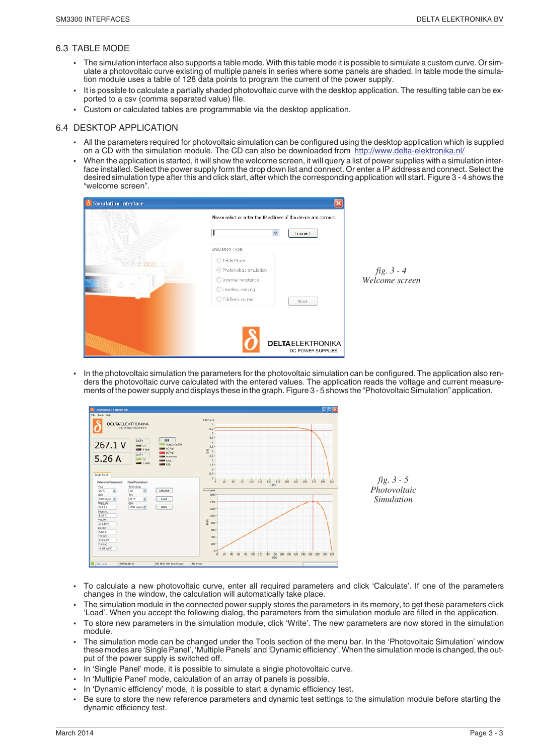## 6.3 TABLE MODE

- The simulation interface also supports a table mode. With this table mode it is possible to simulate a custom curve. Or simulate a photovoltaic curve existing of multiple panels in series where some panels are shaded. In table mode the simulation module uses a table of 128 data points to program the current of the power supply.
- It is possible to calculate a partially shaded photovoltaic curve with the desktop application. The resulting table can be exported to a csv (comma separated value) file.
- Custom or calculated tables are programmable via the desktop application.

## 6.4 DESKTOP APPLICATION

- All the parameters required for photovoltaic simulation can be configured using the desktop application which is supplied on a CD with the simulation module. The CD can also be downloaded from http://www.delta-elektronika.nl/
- When the application is started, it will show the welcome screen, it will query a list of power supplies with a simulation interface installed. Select the power supply form the drop down list and connect. Or enter a IP address and connect. Select the desired simulation type after this and click start, after which the corresponding application will start. Figure 3 - 4 shows the "welcome screen".

*fig. 3 - 4*
*Welcome screen*

- In the photovoltaic simulation the parameters for the photovoltaic simulation can be configured. The application also renders the photovoltaic curve calculated with the entered values. The application reads the voltage and current measurements of the power supply and displays these in the graph. Figure 3 - 5 shows the "Photovoltaic Simulation" application.

*fig. 3 - 5*
*Photovoltaic Simulation*

- To calculate a new photovoltaic curve, enter all required parameters and click 'Calculate'. If one of the parameters changes in the window, the calculation will automatically take place.
- The simulation module in the connected power supply stores the parameters in its memory, to get these parameters click 'Load'. When you accept the following dialog, the parameters from the simulation module are filled in the application.
- To store new parameters in the simulation module, click 'Write'. The new parameters are now stored in the simulation module.
- The simulation mode can be changed under the Tools section of the menu bar. In the 'Photovoltaic Simulation' window these modes are 'Single Panel', 'Multiple Panels' and 'Dynamic efficiency'. When the simulation mode is changed, the output of the power supply is switched off.
- In 'Single Panel' mode, it is possible to simulate a single photovoltaic curve.
- In 'Multiple Panel' mode, calculation of an array of panels is possible.
- In 'Dynamic efficiency' mode, it is possible to start a dynamic efficiency test.
- Be sure to store the new reference parameters and dynamic test settings to the simulation module before starting the dynamic efficiency test.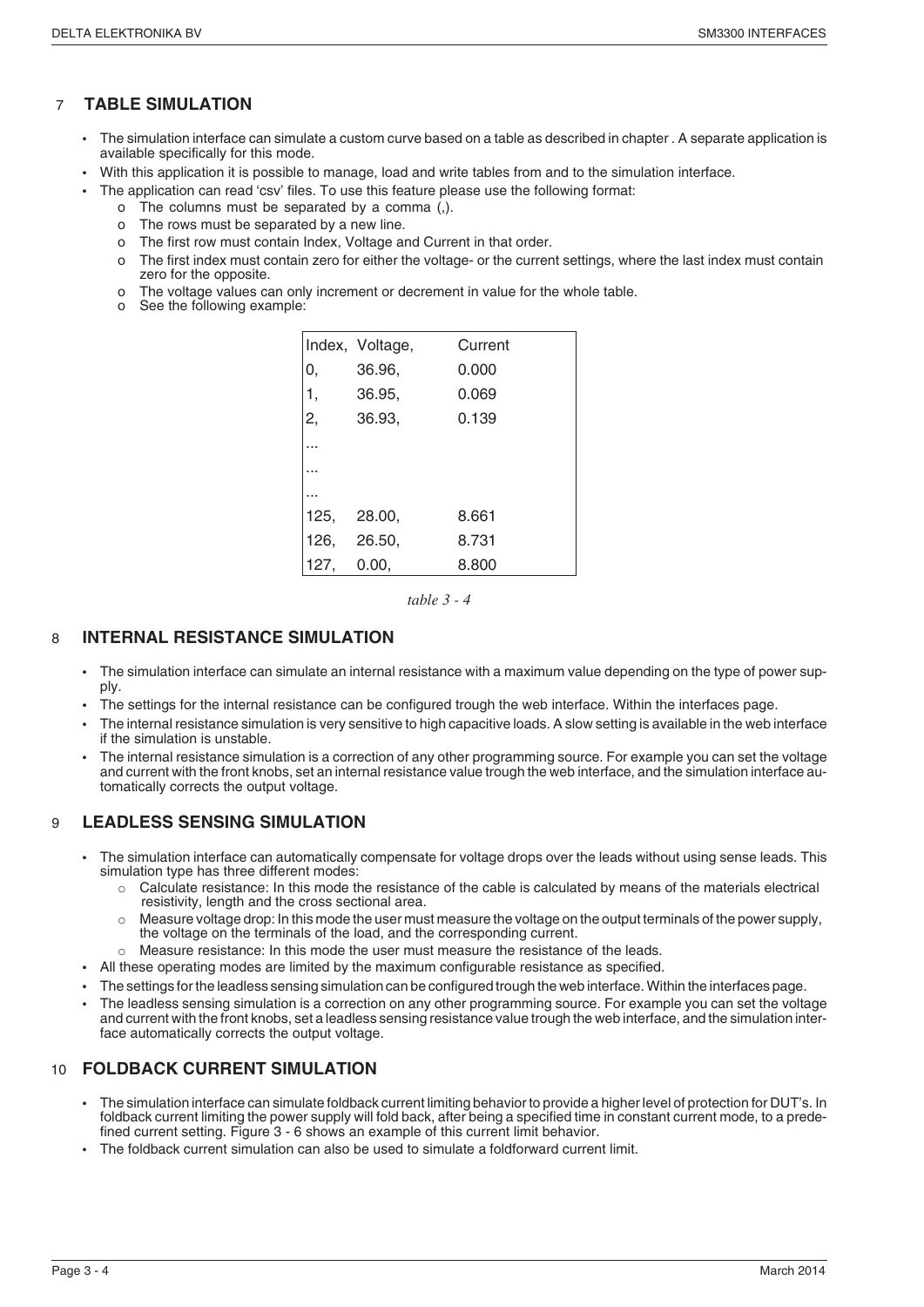## 7 TABLE SIMULATION

- The simulation interface can simulate a custom curve based on a table as described in chapter . A separate application is available specifically for this mode.
- With this application it is possible to manage, load and write tables from and to the simulation interface.
- The application can read 'csv' files. To use this feature please use the following format:
  - o The columns must be separated by a comma (,).
  - o The rows must be separated by a new line.
  - o The first row must contain Index, Voltage and Current in that order.
  - o The first index must contain zero for either the voltage- or the current settings, where the last index must contain zero for the opposite.
  - o The voltage values can only increment or decrement in value for the whole table.
  - o See the following example:

| Index, | Voltage, | Current |
|---|---|---|
| 0, | 36.96, | 0.000 |
| 1, | 36.95, | 0.069 |
| 2, | 36.93, | 0.139 |
| ... | | |
| ... | | |
| ... | | |
| 125, | 28.00, | 8.661 |
| 126, | 26.50, | 8.731 |
| 127, | 0.00, | 8.800 |

*table 3 - 4*

## 8 INTERNAL RESISTANCE SIMULATION

- The simulation interface can simulate an internal resistance with a maximum value depending on the type of power supply.
- The settings for the internal resistance can be configured trough the web interface. Within the interfaces page.
- The internal resistance simulation is very sensitive to high capacitive loads. A slow setting is available in the web interface if the simulation is unstable.
- The internal resistance simulation is a correction of any other programming source. For example you can set the voltage and current with the front knobs, set an internal resistance value trough the web interface, and the simulation interface automatically corrects the output voltage.

## 9 LEADLESS SENSING SIMULATION

- The simulation interface can automatically compensate for voltage drops over the leads without using sense leads. This simulation type has three different modes:
  - Calculate resistance: In this mode the resistance of the cable is calculated by means of the materials electrical resistivity, length and the cross sectional area.
  - Measure voltage drop: In this mode the user must measure the voltage on the output terminals of the power supply, the voltage on the terminals of the load, and the corresponding current.
  - Measure resistance: In this mode the user must measure the resistance of the leads.
- All these operating modes are limited by the maximum configurable resistance as specified.
- The settings for the leadless sensing simulation can be configured trough the web interface. Within the interfaces page.
- The leadless sensing simulation is a correction on any other programming source. For example you can set the voltage and current with the front knobs, set a leadless sensing resistance value trough the web interface, and the simulation interface automatically corrects the output voltage.

## 10 FOLDBACK CURRENT SIMULATION

- The simulation interface can simulate foldback current limiting behavior to provide a higher level of protection for DUT's. In foldback current limiting the power supply will fold back, after being a specified time in constant current mode, to a predefined current setting. Figure 3 - 6 shows an example of this current limit behavior.
- The foldback current simulation can also be used to simulate a foldforward current limit.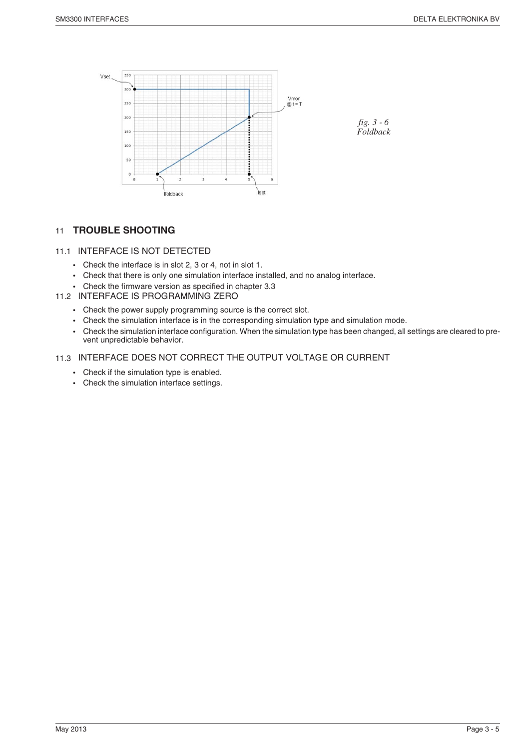*fig. 3 - 6*
*Foldback*

## 11 TROUBLE SHOOTING

### 11.1 INTERFACE IS NOT DETECTED

- Check the interface is in slot 2, 3 or 4, not in slot 1.
- Check that there is only one simulation interface installed, and no analog interface.
- Check the firmware version as specified in chapter 3.3

### 11.2 INTERFACE IS PROGRAMMING ZERO

- Check the power supply programming source is the correct slot.
- Check the simulation interface is in the corresponding simulation type and simulation mode.
- Check the simulation interface configuration. When the simulation type has been changed, all settings are cleared to prevent unpredictable behavior.

### 11.3 INTERFACE DOES NOT CORRECT THE OUTPUT VOLTAGE OR CURRENT

- Check if the simulation type is enabled.
- Check the simulation interface settings.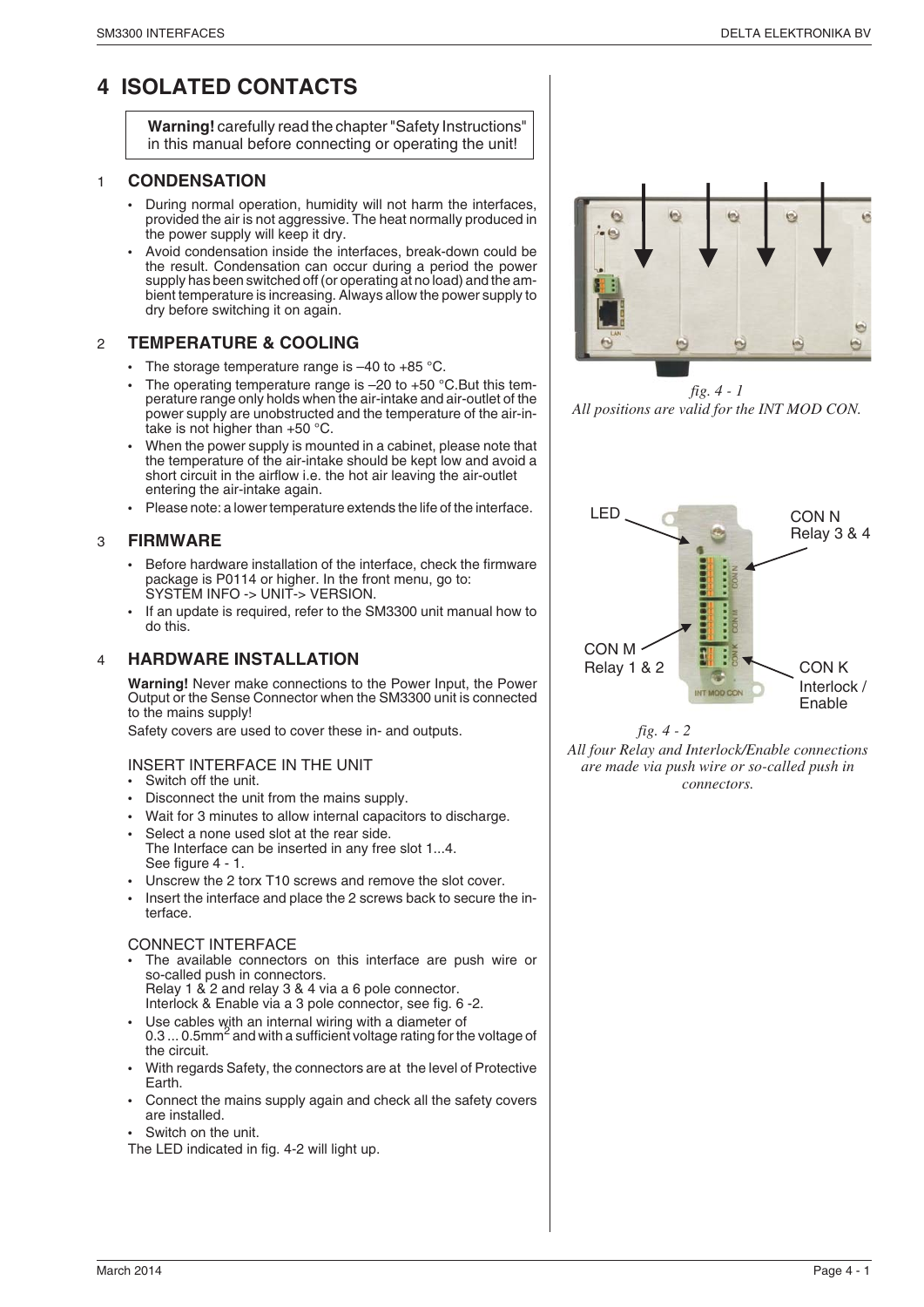# 4 ISOLATED CONTACTS

**Warning!** carefully read the chapter "Safety Instructions" in this manual before connecting or operating the unit!

## 1 CONDENSATION

- During normal operation, humidity will not harm the interfaces, provided the air is not aggressive. The heat normally produced in the power supply will keep it dry.
- Avoid condensation inside the interfaces, break-down could be the result. Condensation can occur during a period the power supply has been switched off (or operating at no load) and the ambient temperature is increasing. Always allow the power supply to dry before switching it on again.

## 2 TEMPERATURE & COOLING

- The storage temperature range is –40 to +85 °C.
- The operating temperature range is –20 to +50 °C.But this temperature range only holds when the air-intake and air-outlet of the power supply are unobstructed and the temperature of the air-intake is not higher than +50 °C.
- When the power supply is mounted in a cabinet, please note that the temperature of the air-intake should be kept low and avoid a short circuit in the airflow i.e. the hot air leaving the air-outlet entering the air-intake again.
- Please note: a lower temperature extends the life of the interface.

## 3 FIRMWARE

- Before hardware installation of the interface, check the firmware package is P0114 or higher. In the front menu, go to: SYSTEM INFO -> UNIT-> VERSION.
- If an update is required, refer to the SM3300 unit manual how to do this.

## 4 HARDWARE INSTALLATION

**Warning!** Never make connections to the Power Input, the Power Output or the Sense Connector when the SM3300 unit is connected to the mains supply!

Safety covers are used to cover these in- and outputs.

### INSERT INTERFACE IN THE UNIT

- Switch off the unit.
- Disconnect the unit from the mains supply.
- Wait for 3 minutes to allow internal capacitors to discharge.
- Select a none used slot at the rear side. The Interface can be inserted in any free slot 1...4. See figure 4 - 1.
- Unscrew the 2 torx T10 screws and remove the slot cover.
- Insert the interface and place the 2 screws back to secure the interface.

### CONNECT INTERFACE

- The available connectors on this interface are push wire or so-called push in connectors. Relay 1 & 2 and relay 3 & 4 via a 6 pole connector. Interlock & Enable via a 3 pole connector, see fig. 6 -2.
- Use cables with an internal wiring with a diameter of 0.3 ... 0.5mm$^2$ and with a sufficient voltage rating for the voltage of the circuit.
- With regards Safety, the connectors are at the level of Protective Earth.
- Connect the mains supply again and check all the safety covers are installed.
- Switch on the unit.

The LED indicated in fig. 4-2 will light up.

*fig. 4 - 1*
*All positions are valid for the INT MOD CON.*

LED

CON N Relay 3 & 4

CON M Relay 1 & 2

CON K Interlock / Enable

*fig. 4 - 2*
*All four Relay and Interlock/Enable connections are made via push wire or so-called push in connectors.*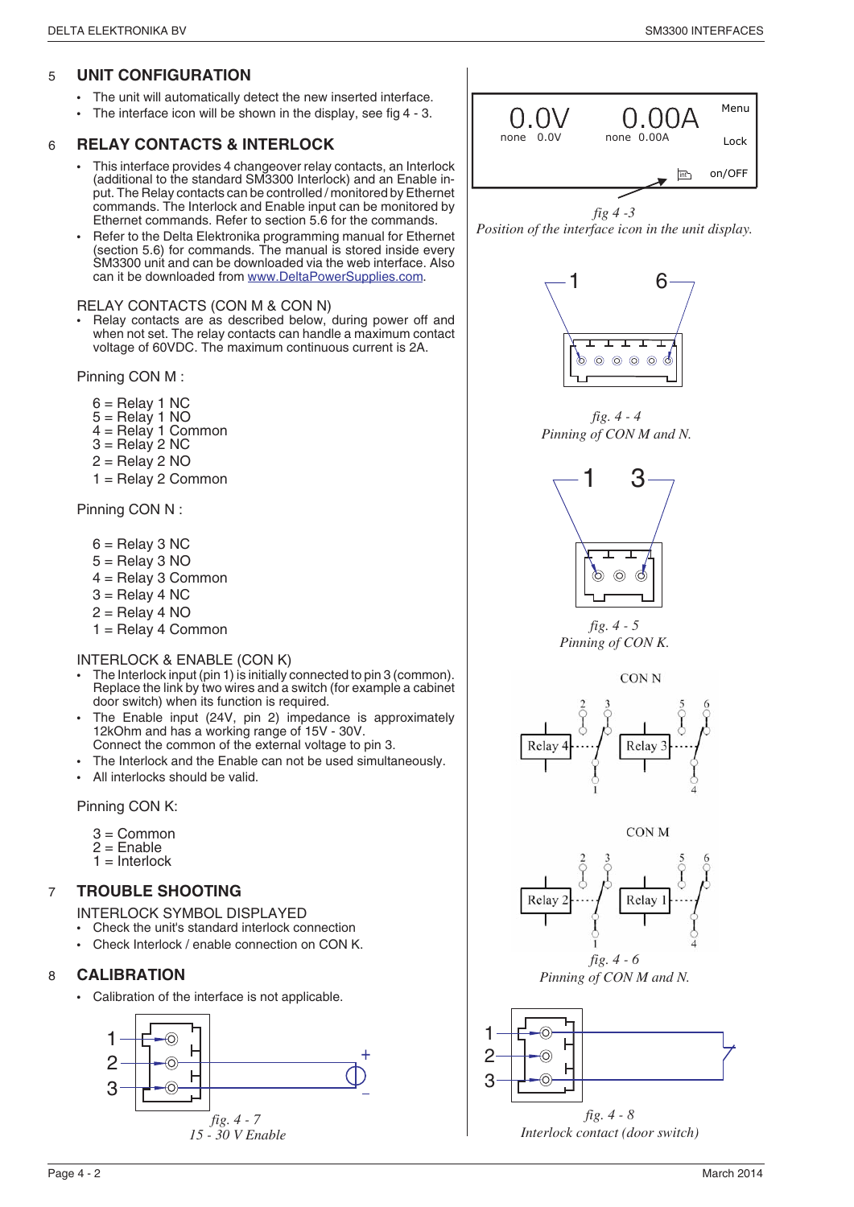## 5 UNIT CONFIGURATION

- The unit will automatically detect the new inserted interface.
- The interface icon will be shown in the display, see fig 4 - 3.

## 6 RELAY CONTACTS & INTERLOCK

- This interface provides 4 changeover relay contacts, an Interlock (additional to the standard SM3300 Interlock) and an Enable input. The Relay contacts can be controlled / monitored by Ethernet commands. The Interlock and Enable input can be monitored by Ethernet commands. Refer to section 5.6 for the commands.
- Refer to the Delta Elektronika programming manual for Ethernet (section 5.6) for commands. The manual is stored inside every SM3300 unit and can be downloaded via the web interface. Also can it be downloaded from www.DeltaPowerSupplies.com.

RELAY CONTACTS (CON M & CON N)

- Relay contacts are as described below, during power off and when not set. The relay contacts can handle a maximum contact voltage of 60VDC. The maximum continuous current is 2A.

Pinning CON M :

6 = Relay 1 NC
5 = Relay 1 NO
4 = Relay 1 Common
3 = Relay 2 NC
2 = Relay 2 NO
1 = Relay 2 Common

Pinning CON N :

6 = Relay 3 NC
5 = Relay 3 NO
4 = Relay 3 Common
3 = Relay 4 NC
2 = Relay 4 NO
1 = Relay 4 Common

INTERLOCK & ENABLE (CON K)

- The Interlock input (pin 1) is initially connected to pin 3 (common). Replace the link by two wires and a switch (for example a cabinet door switch) when its function is required.
- The Enable input (24V, pin 2) impedance is approximately 12kOhm and has a working range of 15V - 30V. Connect the common of the external voltage to pin 3.
- The Interlock and the Enable can not be used simultaneously.
- All interlocks should be valid.

Pinning CON K:

3 = Common
2 = Enable
1 = Interlock

## 7 TROUBLE SHOOTING

INTERLOCK SYMBOL DISPLAYED

- Check the unit's standard interlock connection
- Check Interlock / enable connection on CON K.

## 8 CALIBRATION

- Calibration of the interface is not applicable.

*fig. 4 - 7*
*15 - 30 V Enable*

*fig 4 -3*
*Position of the interface icon in the unit display.*

*fig. 4 - 4*
*Pinning of CON M and N.*

*fig. 4 - 5*
*Pinning of CON K.*

*fig. 4 - 6*
*Pinning of CON M and N.*

*fig. 4 - 8*
*Interlock contact (door switch)*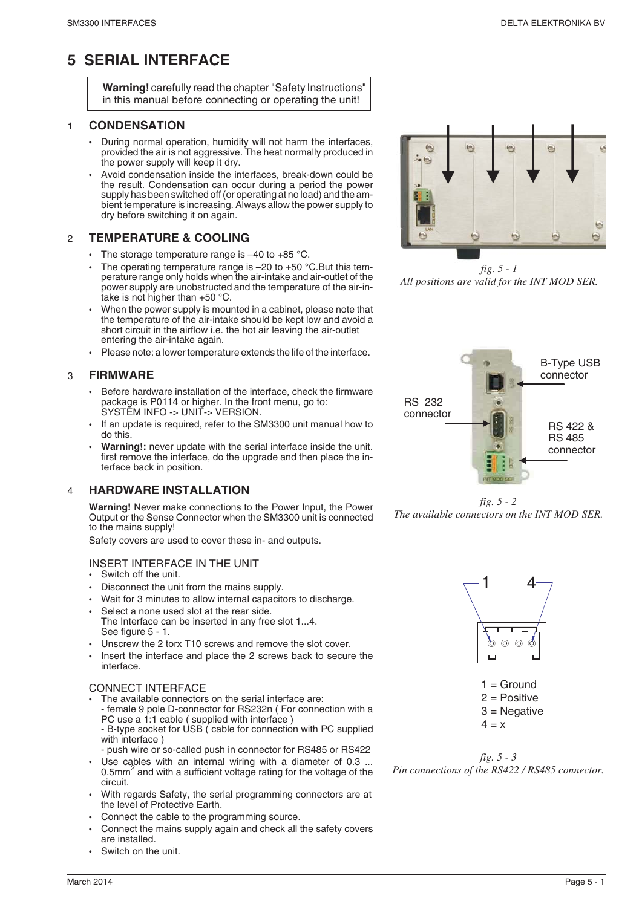# 5 SERIAL INTERFACE

> **Warning!** carefully read the chapter "Safety Instructions" in this manual before connecting or operating the unit!

## 1 CONDENSATION

- During normal operation, humidity will not harm the interfaces, provided the air is not aggressive. The heat normally produced in the power supply will keep it dry.
- Avoid condensation inside the interfaces, break-down could be the result. Condensation can occur during a period the power supply has been switched off (or operating at no load) and the ambient temperature is increasing. Always allow the power supply to dry before switching it on again.

## 2 TEMPERATURE & COOLING

- The storage temperature range is –40 to +85 °C.
- The operating temperature range is –20 to +50 °C.But this temperature range only holds when the air-intake and air-outlet of the power supply are unobstructed and the temperature of the air-intake is not higher than +50 °C.
- When the power supply is mounted in a cabinet, please note that the temperature of the air-intake should be kept low and avoid a short circuit in the airflow i.e. the hot air leaving the air-outlet entering the air-intake again.
- Please note: a lower temperature extends the life of the interface.

## 3 FIRMWARE

- Before hardware installation of the interface, check the firmware package is P0114 or higher. In the front menu, go to: SYSTEM INFO -> UNIT-> VERSION.
- If an update is required, refer to the SM3300 unit manual how to do this.
- **Warning!:** never update with the serial interface inside the unit. first remove the interface, do the upgrade and then place the interface back in position.

## 4 HARDWARE INSTALLATION

**Warning!** Never make connections to the Power Input, the Power Output or the Sense Connector when the SM3300 unit is connected to the mains supply!

Safety covers are used to cover these in- and outputs.

INSERT INTERFACE IN THE UNIT

- Switch off the unit.
- Disconnect the unit from the mains supply.
- Wait for 3 minutes to allow internal capacitors to discharge.
- Select a none used slot at the rear side. The Interface can be inserted in any free slot 1...4. See figure 5 - 1.
- Unscrew the 2 torx T10 screws and remove the slot cover.
- Insert the interface and place the 2 screws back to secure the interface.

CONNECT INTERFACE

- The available connectors on the serial interface are:
  - female 9 pole D-connector for RS232n ( For connection with a PC use a 1:1 cable ( supplied with interface )
  - B-type socket for USB ( cable for connection with PC supplied with interface )
  - push wire or so-called push in connector for RS485 or RS422
- Use cables with an internal wiring with a diameter of 0.3 ... 0.5mm$^2$ and with a sufficient voltage rating for the voltage of the circuit.
- With regards Safety, the serial programming connectors are at the level of Protective Earth.
- Connect the cable to the programming source.
- Connect the mains supply again and check all the safety covers are installed.
- Switch on the unit.

*fig. 5 - 1*
*All positions are valid for the INT MOD SER.*

B-Type USB connector

RS 232 connector

RS 422 & RS 485 connector

*fig. 5 - 2*
*The available connectors on the INT MOD SER.*

1 4

1 = Ground
2 = Positive
3 = Negative
4 = x

*fig. 5 - 3*
*Pin connections of the RS422 / RS485 connector.*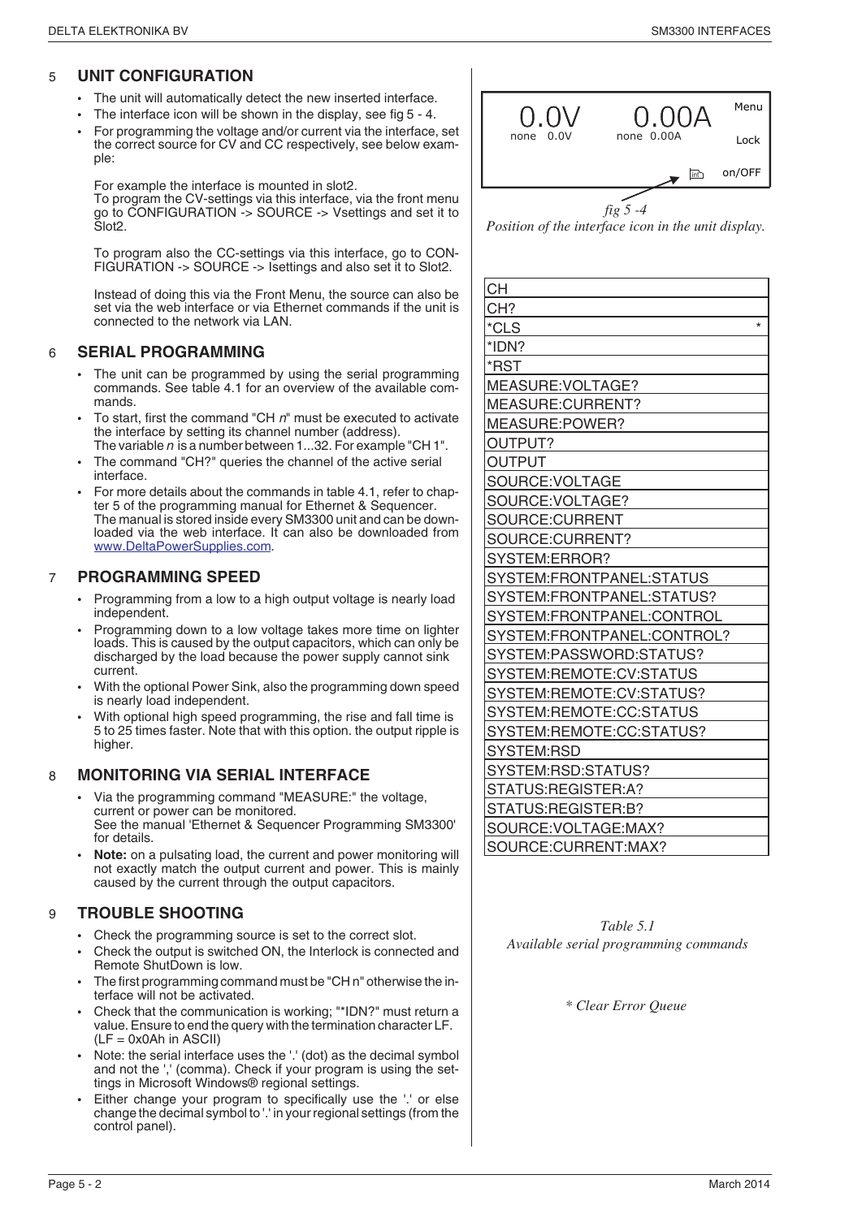## 5 UNIT CONFIGURATION

- The unit will automatically detect the new inserted interface.
- The interface icon will be shown in the display, see fig 5 - 4.
- For programming the voltage and/or current via the interface, set the correct source for CV and CC respectively, see below example:

  For example the interface is mounted in slot2.
  To program the CV-settings via this interface, via the front menu go to CONFIGURATION -> SOURCE -> Vsettings and set it to Slot2.

  To program also the CC-settings via this interface, go to CONFIGURATION -> SOURCE -> Isettings and also set it to Slot2.

  Instead of doing this via the Front Menu, the source can also be set via the web interface or via Ethernet commands if the unit is connected to the network via LAN.

## 6 SERIAL PROGRAMMING

- The unit can be programmed by using the serial programming commands. See table 4.1 for an overview of the available commands.
- To start, first the command "CH *n*" must be executed to activate the interface by setting its channel number (address). The variable *n* is a number between 1...32. For example "CH 1".
- The command "CH?" queries the channel of the active serial interface.
- For more details about the commands in table 4.1, refer to chapter 5 of the programming manual for Ethernet & Sequencer. The manual is stored inside every SM3300 unit and can be downloaded via the web interface. It can also be downloaded from www.DeltaPowerSupplies.com.

## 7 PROGRAMMING SPEED

- Programming from a low to a high output voltage is nearly load independent.
- Programming down to a low voltage takes more time on lighter loads. This is caused by the output capacitors, which can only be discharged by the load because the power supply cannot sink current.
- With the optional Power Sink, also the programming down speed is nearly load independent.
- With optional high speed programming, the rise and fall time is 5 to 25 times faster. Note that with this option. the output ripple is higher.

## 8 MONITORING VIA SERIAL INTERFACE

- Via the programming command "MEASURE:" the voltage, current or power can be monitored.
  See the manual 'Ethernet & Sequencer Programming SM3300' for details.
- **Note:** on a pulsating load, the current and power monitoring will not exactly match the output current and power. This is mainly caused by the current through the output capacitors.

## 9 TROUBLE SHOOTING

- Check the programming source is set to the correct slot.
- Check the output is switched ON, the Interlock is connected and Remote ShutDown is low.
- The first programming command must be "CH n" otherwise the interface will not be activated.
- Check that the communication is working; "*IDN?" must return a value. Ensure to end the query with the termination character LF. (LF = 0x0Ah in ASCII)
- Note: the serial interface uses the '.' (dot) as the decimal symbol and not the ',' (comma). Check if your program is using the settings in Microsoft Windows® regional settings.
- Either change your program to specifically use the '.' or else change the decimal symbol to '.' in your regional settings (from the control panel).

0.0V none 0.0V | 0.00A none 0.00A | Menu | Lock | on/OFF

*fig 5 -4*
*Position of the interface icon in the unit display.*

| Command | |
|---|---|
| CH | |
| CH? | |
| *CLS | * |
| *IDN? | |
| *RST | |
| MEASURE:VOLTAGE? | |
| MEASURE:CURRENT? | |
| MEASURE:POWER? | |
| OUTPUT? | |
| OUTPUT | |
| SOURCE:VOLTAGE | |
| SOURCE:VOLTAGE? | |
| SOURCE:CURRENT | |
| SOURCE:CURRENT? | |
| SYSTEM:ERROR? | |
| SYSTEM:FRONTPANEL:STATUS | |
| SYSTEM:FRONTPANEL:STATUS? | |
| SYSTEM:FRONTPANEL:CONTROL | |
| SYSTEM:FRONTPANEL:CONTROL? | |
| SYSTEM:PASSWORD:STATUS? | |
| SYSTEM:REMOTE:CV:STATUS | |
| SYSTEM:REMOTE:CV:STATUS? | |
| SYSTEM:REMOTE:CC:STATUS | |
| SYSTEM:REMOTE:CC:STATUS? | |
| SYSTEM:RSD | |
| SYSTEM:RSD:STATUS? | |
| STATUS:REGISTER:A? | |
| STATUS:REGISTER:B? | |
| SOURCE:VOLTAGE:MAX? | |
| SOURCE:CURRENT:MAX? | |

*Table 5.1*
*Available serial programming commands*

*\* Clear Error Queue*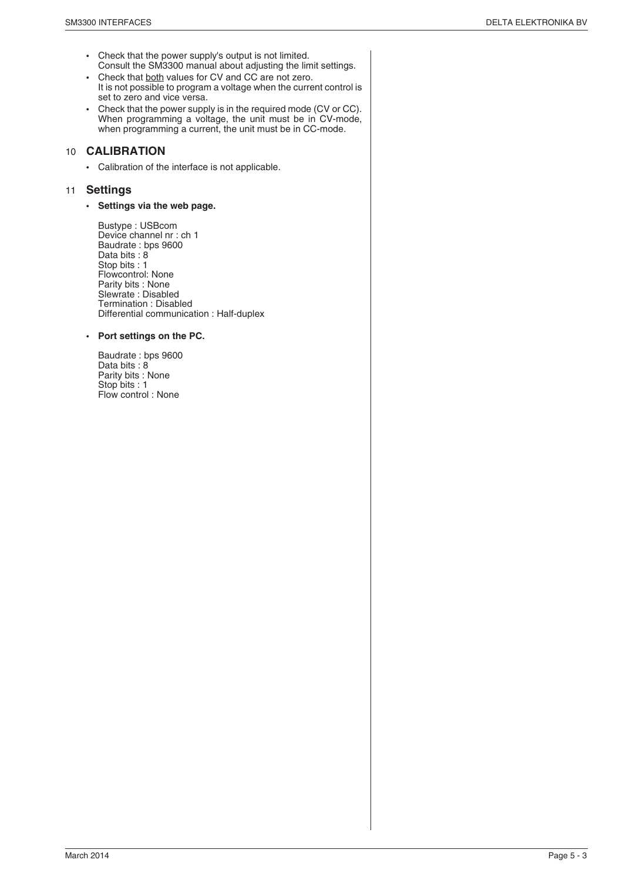- Check that the power supply's output is not limited.
  Consult the SM3300 manual about adjusting the limit settings.
- Check that both values for CV and CC are not zero.
  It is not possible to program a voltage when the current control is set to zero and vice versa.
- Check that the power supply is in the required mode (CV or CC). When programming a voltage, the unit must be in CV-mode, when programming a current, the unit must be in CC-mode.

## 10 CALIBRATION

- Calibration of the interface is not applicable.

## 11 Settings

- **Settings via the web page.**

  Bustype : USBcom
  Device channel nr : ch 1
  Baudrate : bps 9600
  Data bits : 8
  Stop bits : 1
  Flowcontrol: None
  Parity bits : None
  Slewrate : Disabled
  Termination : Disabled
  Differential communication : Half-duplex

- **Port settings on the PC.**

  Baudrate : bps 9600
  Data bits : 8
  Parity bits : None
  Stop bits : 1
  Flow control : None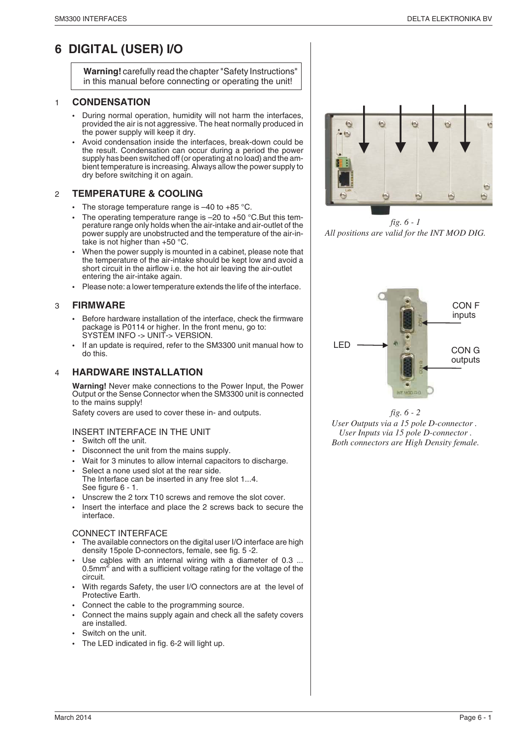# 6 DIGITAL (USER) I/O

**Warning!** carefully read the chapter "Safety Instructions" in this manual before connecting or operating the unit!

## 1 CONDENSATION

- During normal operation, humidity will not harm the interfaces, provided the air is not aggressive. The heat normally produced in the power supply will keep it dry.
- Avoid condensation inside the interfaces, break-down could be the result. Condensation can occur during a period the power supply has been switched off (or operating at no load) and the ambient temperature is increasing. Always allow the power supply to dry before switching it on again.

## 2 TEMPERATURE & COOLING

- The storage temperature range is –40 to +85 °C.
- The operating temperature range is –20 to +50 °C.But this temperature range only holds when the air-intake and air-outlet of the power supply are unobstructed and the temperature of the air-intake is not higher than +50 °C.
- When the power supply is mounted in a cabinet, please note that the temperature of the air-intake should be kept low and avoid a short circuit in the airflow i.e. the hot air leaving the air-outlet entering the air-intake again.
- Please note: a lower temperature extends the life of the interface.

## 3 FIRMWARE

- Before hardware installation of the interface, check the firmware package is P0114 or higher. In the front menu, go to: SYSTEM INFO -> UNIT-> VERSION.
- If an update is required, refer to the SM3300 unit manual how to do this.

## 4 HARDWARE INSTALLATION

**Warning!** Never make connections to the Power Input, the Power Output or the Sense Connector when the SM3300 unit is connected to the mains supply!

Safety covers are used to cover these in- and outputs.

### INSERT INTERFACE IN THE UNIT

- Switch off the unit.
- Disconnect the unit from the mains supply.
- Wait for 3 minutes to allow internal capacitors to discharge.
- Select a none used slot at the rear side.
  The Interface can be inserted in any free slot 1...4.
  See figure 6 - 1.
- Unscrew the 2 torx T10 screws and remove the slot cover.
- Insert the interface and place the 2 screws back to secure the interface.

### CONNECT INTERFACE

- The available connectors on the digital user I/O interface are high density 15pole D-connectors, female, see fig. 5 -2.
- Use cables with an internal wiring with a diameter of 0.3 ... $0.5mm^2$ and with a sufficient voltage rating for the voltage of the circuit.
- With regards Safety, the user I/O connectors are at the level of Protective Earth.
- Connect the cable to the programming source.
- Connect the mains supply again and check all the safety covers are installed.
- Switch on the unit.
- The LED indicated in fig. 6-2 will light up.

*fig. 6 - 1*
*All positions are valid for the INT MOD DIG.*

LED

CON F inputs

CON G outputs

*fig. 6 - 2*
*User Outputs via a 15 pole D-connector .*
*User Inputs via 15 pole D-connector .*
*Both connectors are High Density female.*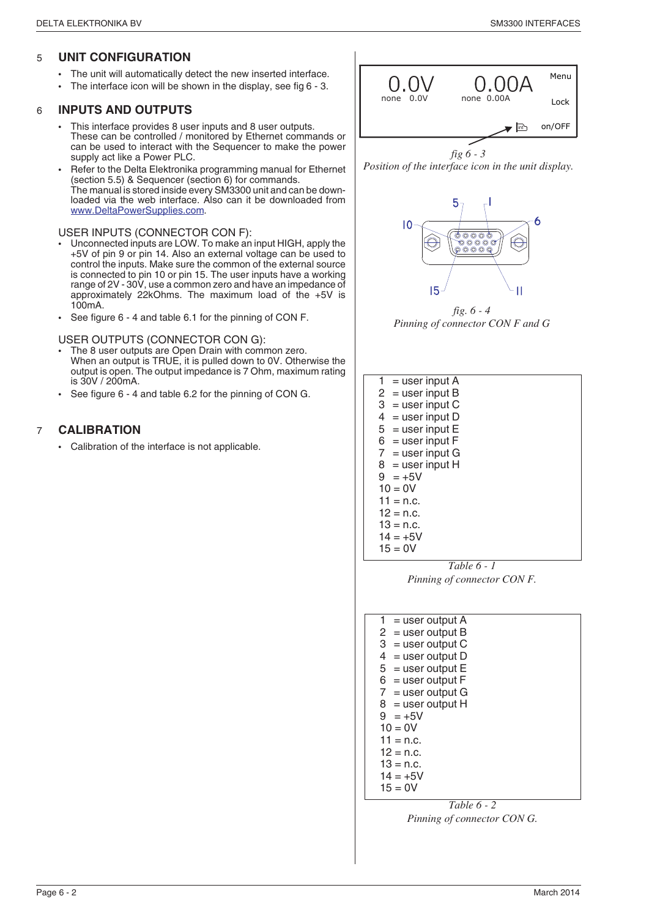## 5 UNIT CONFIGURATION

- The unit will automatically detect the new inserted interface.
- The interface icon will be shown in the display, see fig 6 - 3.

## 6 INPUTS AND OUTPUTS

- This interface provides 8 user inputs and 8 user outputs. These can be controlled / monitored by Ethernet commands or can be used to interact with the Sequencer to make the power supply act like a Power PLC.
- Refer to the Delta Elektronika programming manual for Ethernet (section 5.5) & Sequencer (section 6) for commands. The manual is stored inside every SM3300 unit and can be downloaded via the web interface. Also can it be downloaded from www.DeltaPowerSupplies.com.

USER INPUTS (CONNECTOR CON F):

- Unconnected inputs are LOW. To make an input HIGH, apply the +5V of pin 9 or pin 14. Also an external voltage can be used to control the inputs. Make sure the common of the external source is connected to pin 10 or pin 15. The user inputs have a working range of 2V - 30V, use a common zero and have an impedance of approximately 22kOhms. The maximum load of the +5V is 100mA.
- See figure 6 - 4 and table 6.1 for the pinning of CON F.

USER OUTPUTS (CONNECTOR CON G):

- The 8 user outputs are Open Drain with common zero. When an output is TRUE, it is pulled down to 0V. Otherwise the output is open. The output impedance is 7 Ohm, maximum rating is 30V / 200mA.
- See figure 6 - 4 and table 6.2 for the pinning of CON G.

## 7 CALIBRATION

- Calibration of the interface is not applicable.

0.0V none 0.0V 0.00A none 0.00A Menu Lock on/OFF

*fig 6 - 3*
*Position of the interface icon in the unit display.*

*fig. 6 - 4*
*Pinning of connector CON F and G*

| CON F |
|---|
| 1 = user input A |
| 2 = user input B |
| 3 = user input C |
| 4 = user input D |
| 5 = user input E |
| 6 = user input F |
| 7 = user input G |
| 8 = user input H |
| 9 = +5V |
| 10 = 0V |
| 11 = n.c. |
| 12 = n.c. |
| 13 = n.c. |
| 14 = +5V |
| 15 = 0V |

*Table 6 - 1*
*Pinning of connector CON F.*

| CON G |
|---|
| 1 = user output A |
| 2 = user output B |
| 3 = user output C |
| 4 = user output D |
| 5 = user output E |
| 6 = user output F |
| 7 = user output G |
| 8 = user output H |
| 9 = +5V |
| 10 = 0V |
| 11 = n.c. |
| 12 = n.c. |
| 13 = n.c. |
| 14 = +5V |
| 15 = 0V |

*Table 6 - 2*
*Pinning of connector CON G.*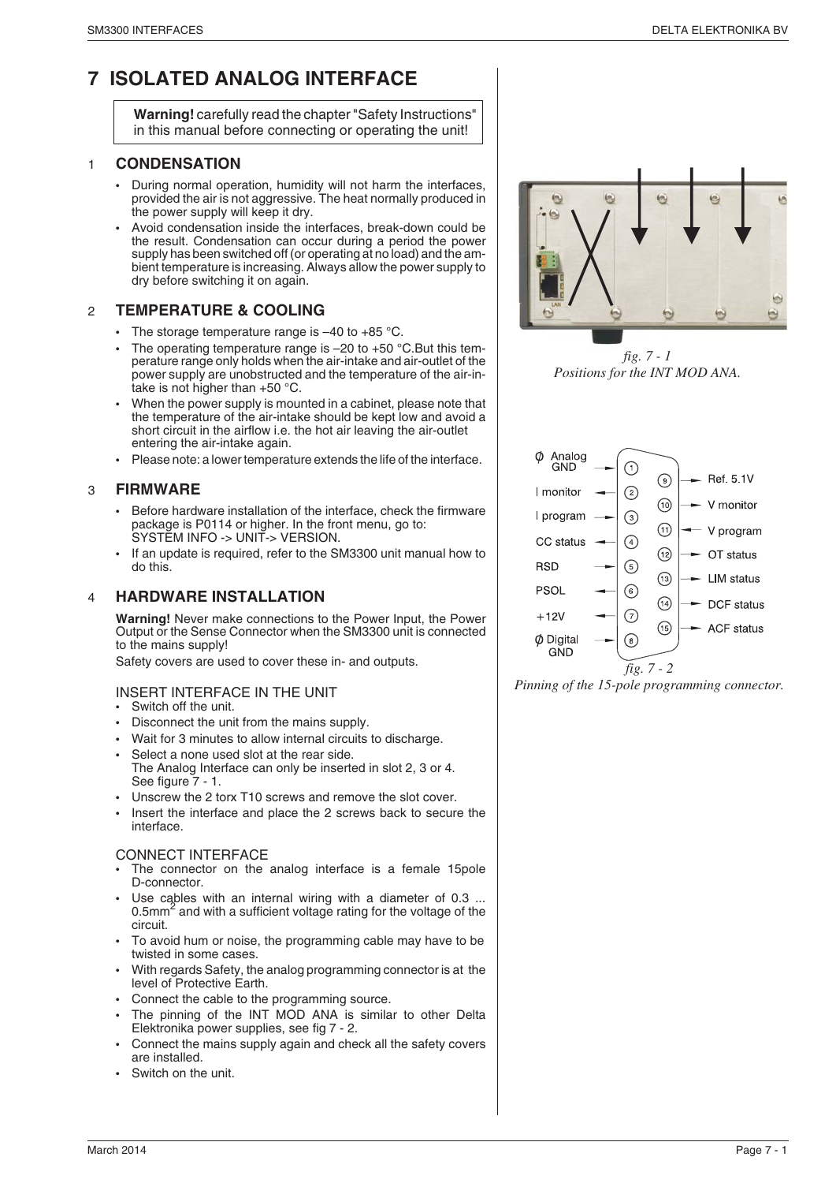# 7 ISOLATED ANALOG INTERFACE

> **Warning!** carefully read the chapter "Safety Instructions" in this manual before connecting or operating the unit!

## 1 CONDENSATION

- During normal operation, humidity will not harm the interfaces, provided the air is not aggressive. The heat normally produced in the power supply will keep it dry.
- Avoid condensation inside the interfaces, break-down could be the result. Condensation can occur during a period the power supply has been switched off (or operating at no load) and the ambient temperature is increasing. Always allow the power supply to dry before switching it on again.

## 2 TEMPERATURE & COOLING

- The storage temperature range is –40 to +85 °C.
- The operating temperature range is –20 to +50 °C.But this temperature range only holds when the air-intake and air-outlet of the power supply are unobstructed and the temperature of the air-intake is not higher than +50 °C.
- When the power supply is mounted in a cabinet, please note that the temperature of the air-intake should be kept low and avoid a short circuit in the airflow i.e. the hot air leaving the air-outlet entering the air-intake again.
- Please note: a lower temperature extends the life of the interface.

## 3 FIRMWARE

- Before hardware installation of the interface, check the firmware package is P0114 or higher. In the front menu, go to: SYSTEM INFO -> UNIT-> VERSION.
- If an update is required, refer to the SM3300 unit manual how to do this.

## 4 HARDWARE INSTALLATION

**Warning!** Never make connections to the Power Input, the Power Output or the Sense Connector when the SM3300 unit is connected to the mains supply!

Safety covers are used to cover these in- and outputs.

### INSERT INTERFACE IN THE UNIT

- Switch off the unit.
- Disconnect the unit from the mains supply.
- Wait for 3 minutes to allow internal circuits to discharge.
- Select a none used slot at the rear side.
  The Analog Interface can only be inserted in slot 2, 3 or 4. See figure 7 - 1.
- Unscrew the 2 torx T10 screws and remove the slot cover.
- Insert the interface and place the 2 screws back to secure the interface.

### CONNECT INTERFACE

- The connector on the analog interface is a female 15pole D-connector.
- Use cables with an internal wiring with a diameter of 0.3 ... 0.5mm$^2$ and with a sufficient voltage rating for the voltage of the circuit.
- To avoid hum or noise, the programming cable may have to be twisted in some cases.
- With regards Safety, the analog programming connector is at the level of Protective Earth.
- Connect the cable to the programming source.
- The pinning of the INT MOD ANA is similar to other Delta Elektronika power supplies, see fig 7 - 2.
- Connect the mains supply again and check all the safety covers are installed.
- Switch on the unit.

*fig. 7 - 1*
*Positions for the INT MOD ANA.*

| Pin | Signal | Pin | Signal |
|---|---|---|---|
| 1 | ϕ Analog GND | 9 | Ref. 5.1V |
| 2 | I monitor | 10 | V monitor |
| 3 | I program | 11 | V program |
| 4 | CC status | 12 | OT status |
| 5 | RSD | 13 | LIM status |
| 6 | PSOL | 14 | DCF status |
| 7 | +12V | 15 | ACF status |
| 8 | ϕ Digital GND | | |

*fig. 7 - 2*
*Pinning of the 15-pole programming connector.*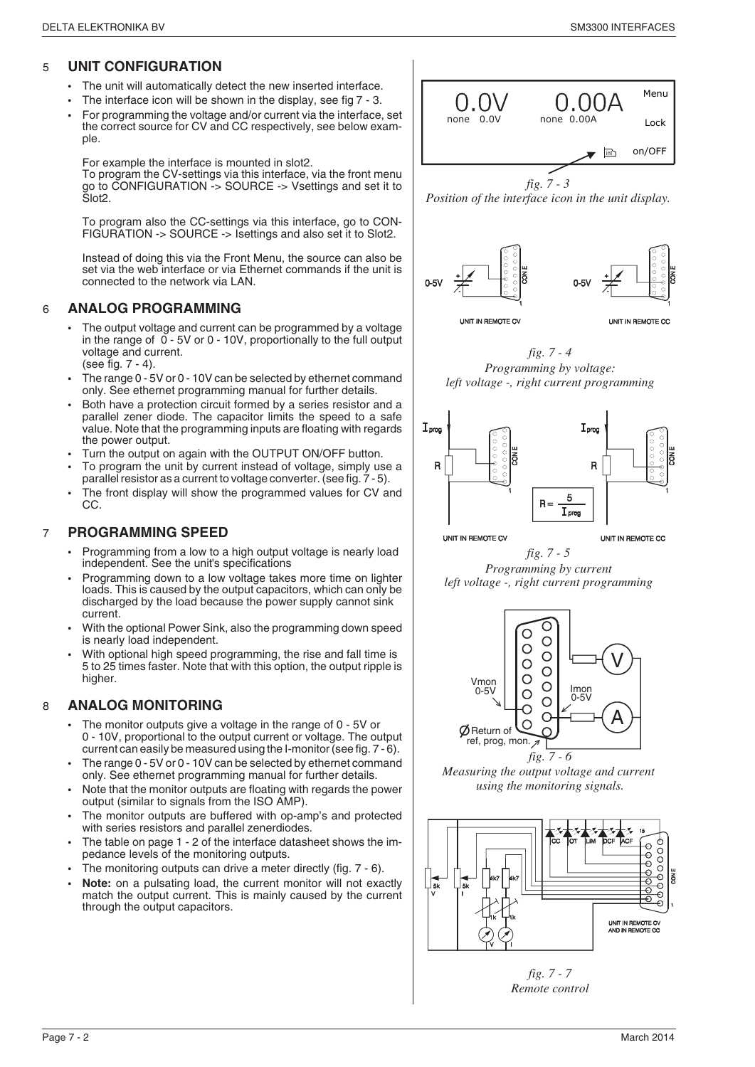## 5 UNIT CONFIGURATION

- The unit will automatically detect the new inserted interface.
- The interface icon will be shown in the display, see fig 7 - 3.
- For programming the voltage and/or current via the interface, set the correct source for CV and CC respectively, see below example.

  For example the interface is mounted in slot2.
  To program the CV-settings via this interface, via the front menu go to CONFIGURATION -> SOURCE -> Vsettings and set it to Slot2.

  To program also the CC-settings via this interface, go to CONFIGURATION -> SOURCE -> Isettings and also set it to Slot2.

  Instead of doing this via the Front Menu, the source can also be set via the web interface or via Ethernet commands if the unit is connected to the network via LAN.

## 6 ANALOG PROGRAMMING

- The output voltage and current can be programmed by a voltage in the range of 0 - 5V or 0 - 10V, proportionally to the full output voltage and current. (see fig. 7 - 4).
- The range 0 - 5V or 0 - 10V can be selected by ethernet command only. See ethernet programming manual for further details.
- Both have a protection circuit formed by a series resistor and a parallel zener diode. The capacitor limits the speed to a safe value. Note that the programming inputs are floating with regards the power output.
- Turn the output on again with the OUTPUT ON/OFF button.
- To program the unit by current instead of voltage, simply use a parallel resistor as a current to voltage converter. (see fig. 7 - 5).
- The front display will show the programmed values for CV and CC.

## 7 PROGRAMMING SPEED

- Programming from a low to a high output voltage is nearly load independent. See the unit's specifications
- Programming down to a low voltage takes more time on lighter loads. This is caused by the output capacitors, which can only be discharged by the load because the power supply cannot sink current.
- With the optional Power Sink, also the programming down speed is nearly load independent.
- With optional high speed programming, the rise and fall time is 5 to 25 times faster. Note that with this option, the output ripple is higher.

## 8 ANALOG MONITORING

- The monitor outputs give a voltage in the range of 0 - 5V or 0 - 10V, proportional to the output current or voltage. The output current can easily be measured using the I-monitor (see fig. 7 - 6).
- The range 0 - 5V or 0 - 10V can be selected by ethernet command only. See ethernet programming manual for further details.
- Note that the monitor outputs are floating with regards the power output (similar to signals from the ISO AMP).
- The monitor outputs are buffered with op-amp's and protected with series resistors and parallel zenerdiodes.
- The table on page 1 - 2 of the interface datasheet shows the impedance levels of the monitoring outputs.
- The monitoring outputs can drive a meter directly (fig. 7 - 6).
- **Note:** on a pulsating load, the current monitor will not exactly match the output current. This is mainly caused by the current through the output capacitors.

*fig. 7 - 3*
*Position of the interface icon in the unit display.*

*fig. 7 - 4*
*Programming by voltage:*
*left voltage -, right current programming*

$$R = \frac{5}{I_{prog}}$$

*fig. 7 - 5*
*Programming by current*
*left voltage -, right current programming*

*fig. 7 - 6*
*Measuring the output voltage and current using the monitoring signals.*

*fig. 7 - 7*
*Remote control*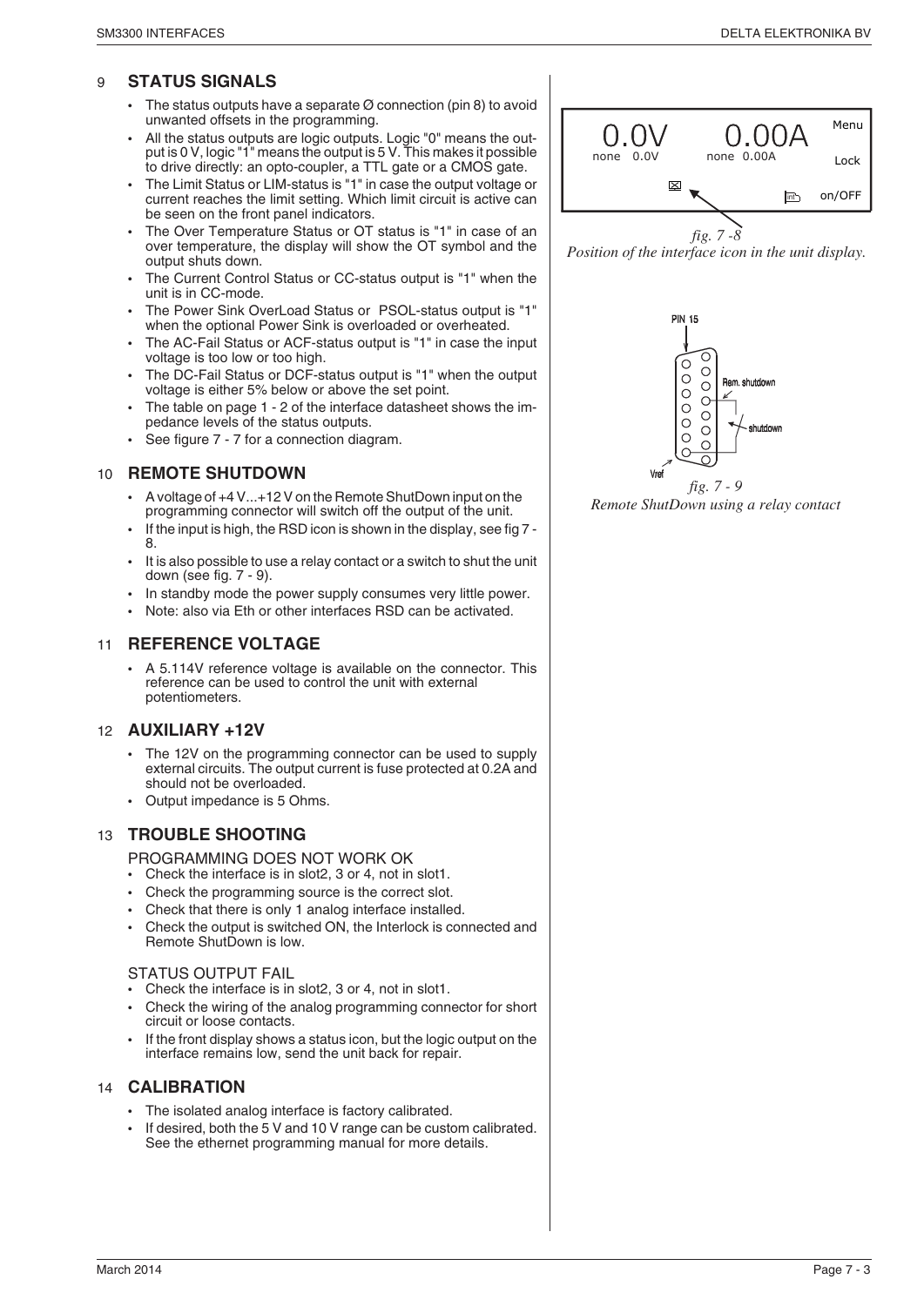## 9 STATUS SIGNALS

- The status outputs have a separate Ø connection (pin 8) to avoid unwanted offsets in the programming.
- All the status outputs are logic outputs. Logic "0" means the output is 0 V, logic "1" means the output is 5 V. This makes it possible to drive directly: an opto-coupler, a TTL gate or a CMOS gate.
- The Limit Status or LIM-status is "1" in case the output voltage or current reaches the limit setting. Which limit circuit is active can be seen on the front panel indicators.
- The Over Temperature Status or OT status is "1" in case of an over temperature, the display will show the OT symbol and the output shuts down.
- The Current Control Status or CC-status output is "1" when the unit is in CC-mode.
- The Power Sink OverLoad Status or PSOL-status output is "1" when the optional Power Sink is overloaded or overheated.
- The AC-Fail Status or ACF-status output is "1" in case the input voltage is too low or too high.
- The DC-Fail Status or DCF-status output is "1" when the output voltage is either 5% below or above the set point.
- The table on page 1 - 2 of the interface datasheet shows the impedance levels of the status outputs.
- See figure 7 - 7 for a connection diagram.

## 10 REMOTE SHUTDOWN

- A voltage of +4 V...+12 V on the Remote ShutDown input on the programming connector will switch off the output of the unit.
- If the input is high, the RSD icon is shown in the display, see fig 7 - 8.
- It is also possible to use a relay contact or a switch to shut the unit down (see fig. 7 - 9).
- In standby mode the power supply consumes very little power.
- Note: also via Eth or other interfaces RSD can be activated.

## 11 REFERENCE VOLTAGE

- A 5.114V reference voltage is available on the connector. This reference can be used to control the unit with external potentiometers.

## 12 AUXILIARY +12V

- The 12V on the programming connector can be used to supply external circuits. The output current is fuse protected at 0.2A and should not be overloaded.
- Output impedance is 5 Ohms.

## 13 TROUBLE SHOOTING

PROGRAMMING DOES NOT WORK OK

- Check the interface is in slot2, 3 or 4, not in slot1.
- Check the programming source is the correct slot.
- Check that there is only 1 analog interface installed.
- Check the output is switched ON, the Interlock is connected and Remote ShutDown is low.

STATUS OUTPUT FAIL

- Check the interface is in slot2, 3 or 4, not in slot1.
- Check the wiring of the analog programming connector for short circuit or loose contacts.
- If the front display shows a status icon, but the logic output on the interface remains low, send the unit back for repair.

## 14 CALIBRATION

- The isolated analog interface is factory calibrated.
- If desired, both the 5 V and 10 V range can be custom calibrated. See the ethernet programming manual for more details.

0.0V
none 0.0V
0.00A
none 0.00A
Menu
Lock
on/OFF

*fig. 7 -8*
*Position of the interface icon in the unit display.*

PIN 15
Rem. shutdown
shutdown
Vref

*fig. 7 - 9*
*Remote ShutDown using a relay contact*